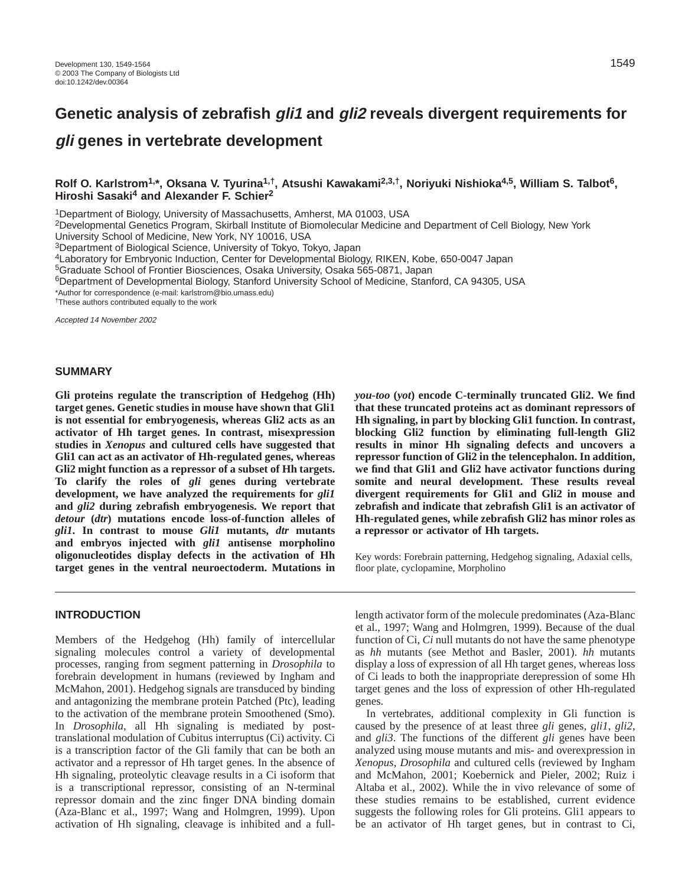# Genetic analysis of zebrafish *gli1* and *gli2* reveals divergent requirements for *gli* genes in vertebrate development

**Rolf O. Karlstrom[1,*], Oksana V. Tyurina[1,†], Atsushi Kawakami[2,3,†], Noriyuki Nishioka[4,5], William S. Talbot[6], Hiroshi Sasaki[4] and Alexander F. Schier[2]**

[1]Department of Biology, University of Massachusetts, Amherst, MA 01003, USA
[2]Developmental Genetics Program, Skirball Institute of Biomolecular Medicine and Department of Cell Biology, New York University School of Medicine, New York, NY 10016, USA
[3]Department of Biological Science, University of Tokyo, Tokyo, Japan
[4]Laboratory for Embryonic Induction, Center for Developmental Biology, RIKEN, Kobe, 650-0047 Japan
[5]Graduate School of Frontier Biosciences, Osaka University, Osaka 565-0871, Japan
[6]Department of Developmental Biology, Stanford University School of Medicine, Stanford, CA 94305, USA

*Author for correspondence (e-mail: karlstrom@bio.umass.edu)
†These authors contributed equally to the work

*Accepted 14 November 2002*

## SUMMARY

**Gli proteins regulate the transcription of Hedgehog (Hh) target genes. Genetic studies in mouse have shown that Gli1 is not essential for embryogenesis, whereas Gli2 acts as an activator of Hh target genes. In contrast, misexpression studies in *Xenopus* and cultured cells have suggested that Gli1 can act as an activator of Hh-regulated genes, whereas Gli2 might function as a repressor of a subset of Hh targets. To clarify the roles of *gli* genes during vertebrate development, we have analyzed the requirements for *gli1* and *gli2* during zebrafish embryogenesis. We report that *detour* (*dtr*) mutations encode loss-of-function alleles of *gli1*. In contrast to mouse *Gli1* mutants, *dtr* mutants and embryos injected with *gli1* antisense morpholino oligonucleotides display defects in the activation of Hh target genes in the ventral neuroectoderm. Mutations in *you-too* (*yot*) encode C-terminally truncated Gli2. We find that these truncated proteins act as dominant repressors of Hh signaling, in part by blocking Gli1 function. In contrast, blocking Gli2 function by eliminating full-length Gli2 results in minor Hh signaling defects and uncovers a repressor function of Gli2 in the telencephalon. In addition, we find that Gli1 and Gli2 have activator functions during somite and neural development. These results reveal divergent requirements for Gli1 and Gli2 in mouse and zebrafish and indicate that zebrafish Gli1 is an activator of Hh-regulated genes, while zebrafish Gli2 has minor roles as a repressor or activator of Hh targets.**

Key words: Forebrain patterning, Hedgehog signaling, Adaxial cells, floor plate, cyclopamine, Morpholino

## INTRODUCTION

Members of the Hedgehog (Hh) family of intercellular signaling molecules control a variety of developmental processes, ranging from segment patterning in *Drosophila* to forebrain development in humans (reviewed by Ingham and McMahon, 2001). Hedgehog signals are transduced by binding and antagonizing the membrane protein Patched (Ptc), leading to the activation of the membrane protein Smoothened (Smo). In *Drosophila*, all Hh signaling is mediated by post-translational modulation of Cubitus interruptus (Ci) activity. Ci is a transcription factor of the Gli family that can be both an activator and a repressor of Hh target genes. In the absence of Hh signaling, proteolytic cleavage results in a Ci isoform that is a transcriptional repressor, consisting of an N-terminal repressor domain and the zinc finger DNA binding domain (Aza-Blanc et al., 1997; Wang and Holmgren, 1999). Upon activation of Hh signaling, cleavage is inhibited and a full-length activator form of the molecule predominates (Aza-Blanc et al., 1997; Wang and Holmgren, 1999). Because of the dual function of Ci, *Ci* null mutants do not have the same phenotype as *hh* mutants (see Methot and Basler, 2001). *hh* mutants display a loss of expression of all Hh target genes, whereas loss of Ci leads to both the inappropriate derepression of some Hh target genes and the loss of expression of other Hh-regulated genes.

In vertebrates, additional complexity in Gli function is caused by the presence of at least three *gli* genes, *gli1*, *gli2*, and *gli3*. The functions of the different *gli* genes have been analyzed using mouse mutants and mis- and overexpression in *Xenopus*, *Drosophila* and cultured cells (reviewed by Ingham and McMahon, 2001; Koebernick and Pieler, 2002; Ruiz i Altaba et al., 2002). While the in vivo relevance of some of these studies remains to be established, current evidence suggests the following roles for Gli proteins. Gli1 appears to be an activator of Hh target genes, but in contrast to Ci,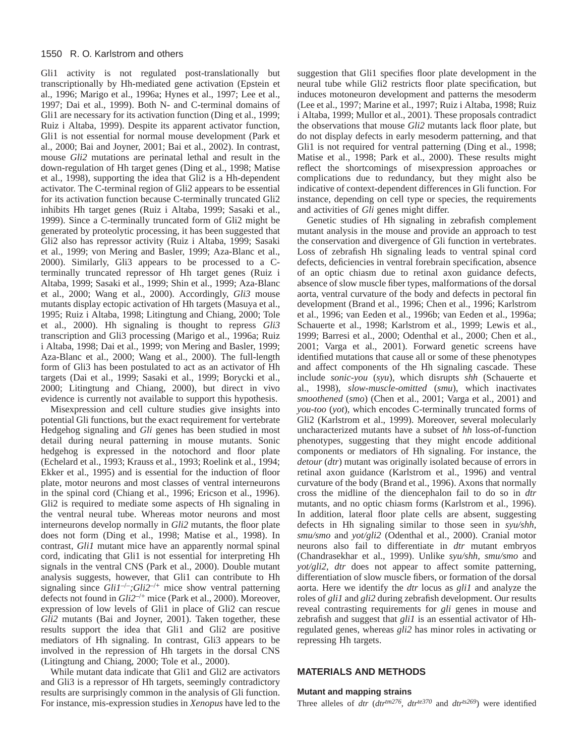Gli1 activity is not regulated post-translationally but transcriptionally by Hh-mediated gene activation (Epstein et al., 1996; Marigo et al., 1996a; Hynes et al., 1997; Lee et al., 1997; Dai et al., 1999). Both N- and C-terminal domains of Gli1 are necessary for its activation function (Ding et al., 1999; Ruiz i Altaba, 1999). Despite its apparent activator function, Gli1 is not essential for normal mouse development (Park et al., 2000; Bai and Joyner, 2001; Bai et al., 2002). In contrast, mouse *Gli2* mutations are perinatal lethal and result in the down-regulation of Hh target genes (Ding et al., 1998; Matise et al., 1998), supporting the idea that Gli2 is a Hh-dependent activator. The C-terminal region of Gli2 appears to be essential for its activation function because C-terminally truncated Gli2 inhibits Hh target genes (Ruiz i Altaba, 1999; Sasaki et al., 1999). Since a C-terminally truncated form of Gli2 might be generated by proteolytic processing, it has been suggested that Gli2 also has repressor activity (Ruiz i Altaba, 1999; Sasaki et al., 1999; von Mering and Basler, 1999; Aza-Blanc et al., 2000). Similarly, Gli3 appears to be processed to a C-terminally truncated repressor of Hh target genes (Ruiz i Altaba, 1999; Sasaki et al., 1999; Shin et al., 1999; Aza-Blanc et al., 2000; Wang et al., 2000). Accordingly, *Gli3* mouse mutants display ectopic activation of Hh targets (Masuya et al., 1995; Ruiz i Altaba, 1998; Litingtung and Chiang, 2000; Tole et al., 2000). Hh signaling is thought to repress *Gli3* transcription and Gli3 processing (Marigo et al., 1996a; Ruiz i Altaba, 1998; Dai et al., 1999; von Mering and Basler, 1999; Aza-Blanc et al., 2000; Wang et al., 2000). The full-length form of Gli3 has been postulated to act as an activator of Hh targets (Dai et al., 1999; Sasaki et al., 1999; Borycki et al., 2000; Litingtung and Chiang, 2000), but direct in vivo evidence is currently not available to support this hypothesis.

Misexpression and cell culture studies give insights into potential Gli functions, but the exact requirement for vertebrate Hedgehog signaling and *Gli* genes has been studied in most detail during neural patterning in mouse mutants. Sonic hedgehog is expressed in the notochord and floor plate (Echelard et al., 1993; Krauss et al., 1993; Roelink et al., 1994; Ekker et al., 1995) and is essential for the induction of floor plate, motor neurons and most classes of ventral interneurons in the spinal cord (Chiang et al., 1996; Ericson et al., 1996). Gli2 is required to mediate some aspects of Hh signaling in the ventral neural tube. Whereas motor neurons and most interneurons develop normally in *Gli2* mutants, the floor plate does not form (Ding et al., 1998; Matise et al., 1998). In contrast, *Gli1* mutant mice have an apparently normal spinal cord, indicating that Gli1 is not essential for interpreting Hh signals in the ventral CNS (Park et al., 2000). Double mutant analysis suggests, however, that Gli1 can contribute to Hh signaling since *Gli1*$^{-/-}$*;Gli2*$^{-/+}$ mice show ventral patterning defects not found in *Gli2*$^{-/+}$ mice (Park et al., 2000). Moreover, expression of low levels of Gli1 in place of Gli2 can rescue *Gli2* mutants (Bai and Joyner, 2001). Taken together, these results support the idea that Gli1 and Gli2 are positive mediators of Hh signaling. In contrast, Gli3 appears to be involved in the repression of Hh targets in the dorsal CNS (Litingtung and Chiang, 2000; Tole et al., 2000).

While mutant data indicate that Gli1 and Gli2 are activators and Gli3 is a repressor of Hh targets, seemingly contradictory results are surprisingly common in the analysis of Gli function. For instance, mis-expression studies in *Xenopus* have led to the suggestion that Gli1 specifies floor plate development in the neural tube while Gli2 restricts floor plate specification, but induces motoneuron development and patterns the mesoderm (Lee et al., 1997; Marine et al., 1997; Ruiz i Altaba, 1998; Ruiz i Altaba, 1999; Mullor et al., 2001). These proposals contradict the observations that mouse *Gli2* mutants lack floor plate, but do not display defects in early mesoderm patterning, and that Gli1 is not required for ventral patterning (Ding et al., 1998; Matise et al., 1998; Park et al., 2000). These results might reflect the shortcomings of misexpression approaches or complications due to redundancy, but they might also be indicative of context-dependent differences in Gli function. For instance, depending on cell type or species, the requirements and activities of *Gli* genes might differ.

Genetic studies of Hh signaling in zebrafish complement mutant analysis in the mouse and provide an approach to test the conservation and divergence of Gli function in vertebrates. Loss of zebrafish Hh signaling leads to ventral spinal cord defects, deficiencies in ventral forebrain specification, absence of an optic chiasm due to retinal axon guidance defects, absence of slow muscle fiber types, malformations of the dorsal aorta, ventral curvature of the body and defects in pectoral fin development (Brand et al., 1996; Chen et al., 1996; Karlstrom et al., 1996; van Eeden et al., 1996b; van Eeden et al., 1996a; Schauerte et al., 1998; Karlstrom et al., 1999; Lewis et al., 1999; Barresi et al., 2000; Odenthal et al., 2000; Chen et al., 2001; Varga et al., 2001). Forward genetic screens have identified mutations that cause all or some of these phenotypes and affect components of the Hh signaling cascade. These include *sonic-you* (*syu*), which disrupts *shh* (Schauerte et al., 1998), *slow-muscle-omitted* (*smu*), which inactivates *smoothened* (*smo*) (Chen et al., 2001; Varga et al., 2001) and *you-too* (*yot*), which encodes C-terminally truncated forms of Gli2 (Karlstrom et al., 1999). Moreover, several molecularly uncharacterized mutants have a subset of *hh* loss-of-function phenotypes, suggesting that they might encode additional components or mediators of Hh signaling. For instance, the *detour* (*dtr*) mutant was originally isolated because of errors in retinal axon guidance (Karlstrom et al., 1996) and ventral curvature of the body (Brand et al., 1996). Axons that normally cross the midline of the diencephalon fail to do so in *dtr* mutants, and no optic chiasm forms (Karlstrom et al., 1996). In addition, lateral floor plate cells are absent, suggesting defects in Hh signaling similar to those seen in *syu/shh*, *smu/smo* and *yot/gli2* (Odenthal et al., 2000). Cranial motor neurons also fail to differentiate in *dtr* mutant embryos (Chandrasekhar et al., 1999). Unlike *syu/shh*, *smu/smo* and *yot/gli2*, *dtr* does not appear to affect somite patterning, differentiation of slow muscle fibers, or formation of the dorsal aorta. Here we identify the *dtr* locus as *gli1* and analyze the roles of *gli1* and *gli2* during zebrafish development. Our results reveal contrasting requirements for *gli* genes in mouse and zebrafish and suggest that *gli1* is an essential activator of Hh-regulated genes, whereas *gli2* has minor roles in activating or repressing Hh targets.

## MATERIALS AND METHODS

### Mutant and mapping strains

Three alleles of *dtr* (*dtr*$^{tm276}$, *dtr*$^{te370}$ and *dtr*$^{ts269}$) were identified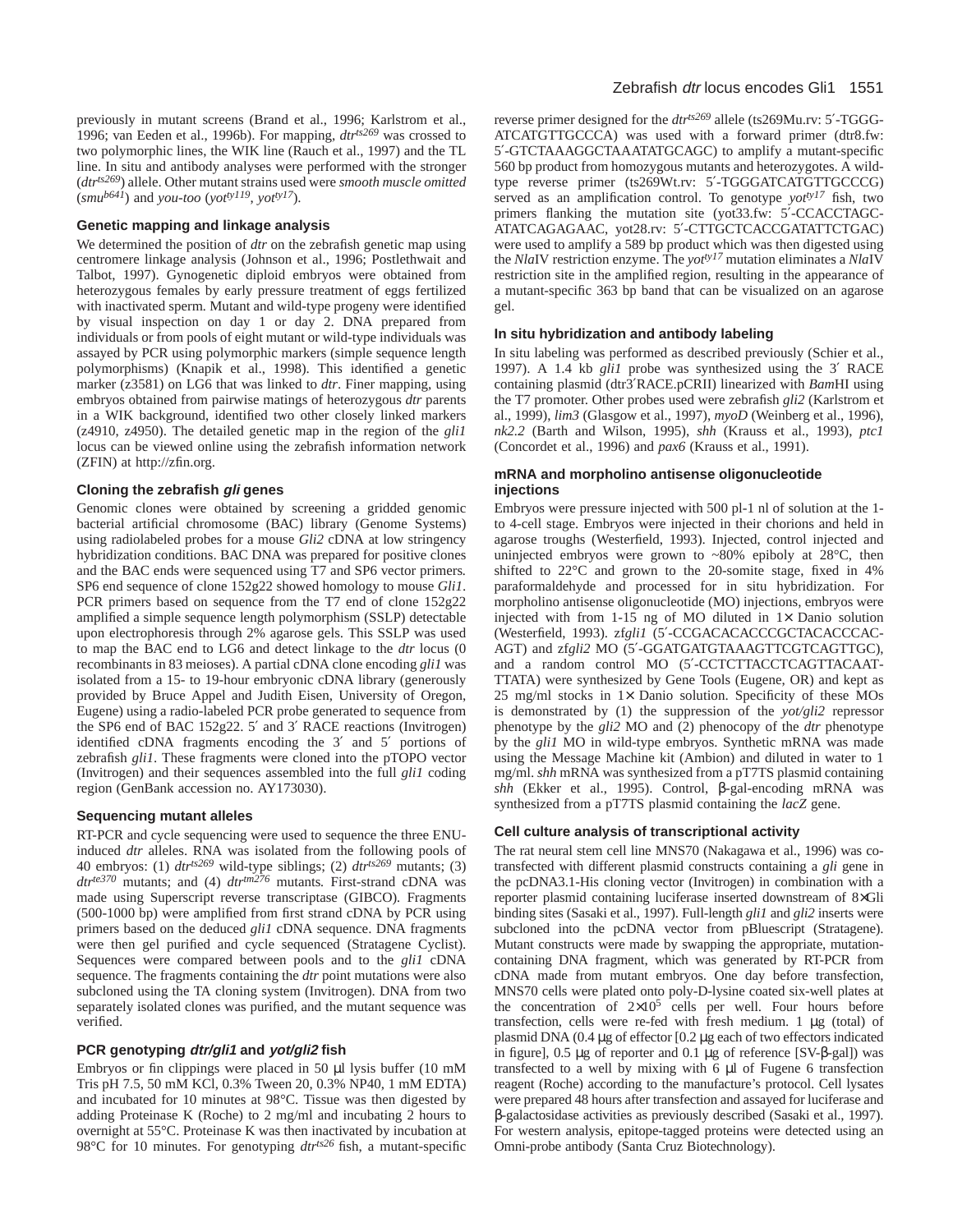previously in mutant screens (Brand et al., 1996; Karlstrom et al., 1996; van Eeden et al., 1996b). For mapping, *dtr*$^{ts269}$ was crossed to two polymorphic lines, the WIK line (Rauch et al., 1997) and the TL line. In situ and antibody analyses were performed with the stronger (*dtr*$^{ts269}$) allele. Other mutant strains used were *smooth muscle omitted* (*smu*$^{b641}$) and *you-too* (*yot*$^{ty119}$, *yot*$^{ty17}$).

### Genetic mapping and linkage analysis

We determined the position of *dtr* on the zebrafish genetic map using centromere linkage analysis (Johnson et al., 1996; Postlethwait and Talbot, 1997). Gynogenetic diploid embryos were obtained from heterozygous females by early pressure treatment of eggs fertilized with inactivated sperm. Mutant and wild-type progeny were identified by visual inspection on day 1 or day 2. DNA prepared from individuals or from pools of eight mutant or wild-type individuals was assayed by PCR using polymorphic markers (simple sequence length polymorphisms) (Knapik et al., 1998). This identified a genetic marker (z3581) on LG6 that was linked to *dtr*. Finer mapping, using embryos obtained from pairwise matings of heterozygous *dtr* parents in a WIK background, identified two other closely linked markers (z4910, z4950). The detailed genetic map in the region of the *gli1* locus can be viewed online using the zebrafish information network (ZFIN) at http://zfin.org.

### Cloning the zebrafish *gli* genes

Genomic clones were obtained by screening a gridded genomic bacterial artificial chromosome (BAC) library (Genome Systems) using radiolabeled probes for a mouse *Gli2* cDNA at low stringency hybridization conditions. BAC DNA was prepared for positive clones and the BAC ends were sequenced using T7 and SP6 vector primers. SP6 end sequence of clone 152g22 showed homology to mouse *Gli1*. PCR primers based on sequence from the T7 end of clone 152g22 amplified a simple sequence length polymorphism (SSLP) detectable upon electrophoresis through 2% agarose gels. This SSLP was used to map the BAC end to LG6 and detect linkage to the *dtr* locus (0 recombinants in 83 meioses). A partial cDNA clone encoding *gli1* was isolated from a 15- to 19-hour embryonic cDNA library (generously provided by Bruce Appel and Judith Eisen, University of Oregon, Eugene) using a radio-labeled PCR probe generated to sequence from the SP6 end of BAC 152g22. 5′ and 3′ RACE reactions (Invitrogen) identified cDNA fragments encoding the 3′ and 5′ portions of zebrafish *gli1*. These fragments were cloned into the pTOPO vector (Invitrogen) and their sequences assembled into the full *gli1* coding region (GenBank accession no. AY173030).

### Sequencing mutant alleles

RT-PCR and cycle sequencing were used to sequence the three ENU-induced *dtr* alleles. RNA was isolated from the following pools of 40 embryos: (1) *dtr*$^{ts269}$ wild-type siblings; (2) *dtr*$^{ts269}$ mutants; (3) *dtr*$^{te370}$ mutants; and (4) *dtr*$^{tm276}$ mutants. First-strand cDNA was made using Superscript reverse transcriptase (GIBCO). Fragments (500-1000 bp) were amplified from first strand cDNA by PCR using primers based on the deduced *gli1* cDNA sequence. DNA fragments were then gel purified and cycle sequenced (Stratagene Cyclist). Sequences were compared between pools and to the *gli1* cDNA sequence. The fragments containing the *dtr* point mutations were also subcloned using the TA cloning system (Invitrogen). DNA from two separately isolated clones was purified, and the mutant sequence was verified.

### PCR genotyping *dtr/gli1* and *yot/gli2* fish

Embryos or fin clippings were placed in 50 μl lysis buffer (10 mM Tris pH 7.5, 50 mM KCl, 0.3% Tween 20, 0.3% NP40, 1 mM EDTA) and incubated for 10 minutes at 98°C. Tissue was then digested by adding Proteinase K (Roche) to 2 mg/ml and incubating 2 hours to overnight at 55°C. Proteinase K was then inactivated by incubation at 98°C for 10 minutes. For genotyping *dtr*$^{ts26}$ fish, a mutant-specific reverse primer designed for the *dtr*$^{ts269}$ allele (ts269Mu.rv: 5′-TGGG-ATCATGTTGCCCA) was used with a forward primer (dtr8.fw: 5′-GTCTAAAGGCTAAATATGCAGC) to amplify a mutant-specific 560 bp product from homozygous mutants and heterozygotes. A wild-type reverse primer (ts269Wt.rv: 5′-TGGGATCATGTTGCCCG) served as an amplification control. To genotype *yot*$^{ty17}$ fish, two primers flanking the mutation site (yot33.fw: 5′-CCACCTAGC-ATATCAGAGAAC, yot28.rv: 5′-CTTGCTCACCGATATTCTGAC) were used to amplify a 589 bp product which was then digested using the *Nla*IV restriction enzyme. The *yot*$^{ty17}$ mutation eliminates a *Nla*IV restriction site in the amplified region, resulting in the appearance of a mutant-specific 363 bp band that can be visualized on an agarose gel.

### In situ hybridization and antibody labeling

In situ labeling was performed as described previously (Schier et al., 1997). A 1.4 kb *gli1* probe was synthesized using the 3′ RACE containing plasmid (dtr3′RACE.pCRII) linearized with *Bam*HI using the T7 promoter. Other probes used were zebrafish *gli2* (Karlstrom et al., 1999), *lim3* (Glasgow et al., 1997), *myoD* (Weinberg et al., 1996), *nk2.2* (Barth and Wilson, 1995), *shh* (Krauss et al., 1993), *ptc1* (Concordet et al., 1996) and *pax6* (Krauss et al., 1991).

### mRNA and morpholino antisense oligonucleotide injections

Embryos were pressure injected with 500 pl-1 nl of solution at the 1- to 4-cell stage. Embryos were injected in their chorions and held in agarose troughs (Westerfield, 1993). Injected, control injected and uninjected embryos were grown to ~80% epiboly at 28°C, then shifted to 22°C and grown to the 20-somite stage, fixed in 4% paraformaldehyde and processed for in situ hybridization. For morpholino antisense oligonucleotide (MO) injections, embryos were injected with from 1-15 ng of MO diluted in 1× Danio solution (Westerfield, 1993). zf*gli1* (5′-CCGACACACCCGCTACACCCAC-AGT) and zf*gli2* MO (5′-GGATGATGTAAAGTTCGTCAGTTGC), and a random control MO (5′-CCTCTTACCTCAGTTACAAT-TTATA) were synthesized by Gene Tools (Eugene, OR) and kept as 25 mg/ml stocks in 1× Danio solution. Specificity of these MOs is demonstrated by (1) the suppression of the *yot/gli2* repressor phenotype by the *gli2* MO and (2) phenocopy of the *dtr* phenotype by the *gli1* MO in wild-type embryos. Synthetic mRNA was made using the Message Machine kit (Ambion) and diluted in water to 1 mg/ml. *shh* mRNA was synthesized from a pT7TS plasmid containing *shh* (Ekker et al., 1995). Control, β-gal-encoding mRNA was synthesized from a pT7TS plasmid containing the *lacZ* gene.

### Cell culture analysis of transcriptional activity

The rat neural stem cell line MNS70 (Nakagawa et al., 1996) was co-transfected with different plasmid constructs containing a *gli* gene in the pcDNA3.1-His cloning vector (Invitrogen) in combination with a reporter plasmid containing luciferase inserted downstream of 8×Gli binding sites (Sasaki et al., 1997). Full-length *gli1* and *gli2* inserts were subcloned into the pcDNA vector from pBluescript (Stratagene). Mutant constructs were made by swapping the appropriate, mutation-containing DNA fragment, which was generated by RT-PCR from cDNA made from mutant embryos. One day before transfection, MNS70 cells were plated onto poly-D-lysine coated six-well plates at the concentration of $2\times10^5$ cells per well. Four hours before transfection, cells were re-fed with fresh medium. 1 μg (total) of plasmid DNA (0.4 μg of effector [0.2 μg each of two effectors indicated in figure], 0.5 μg of reporter and 0.1 μg of reference [SV-β-gal]) was transfected to a well by mixing with 6 μl of Fugene 6 transfection reagent (Roche) according to the manufacture's protocol. Cell lysates were prepared 48 hours after transfection and assayed for luciferase and β-galactosidase activities as previously described (Sasaki et al., 1997). For western analysis, epitope-tagged proteins were detected using an Omni-probe antibody (Santa Cruz Biotechnology).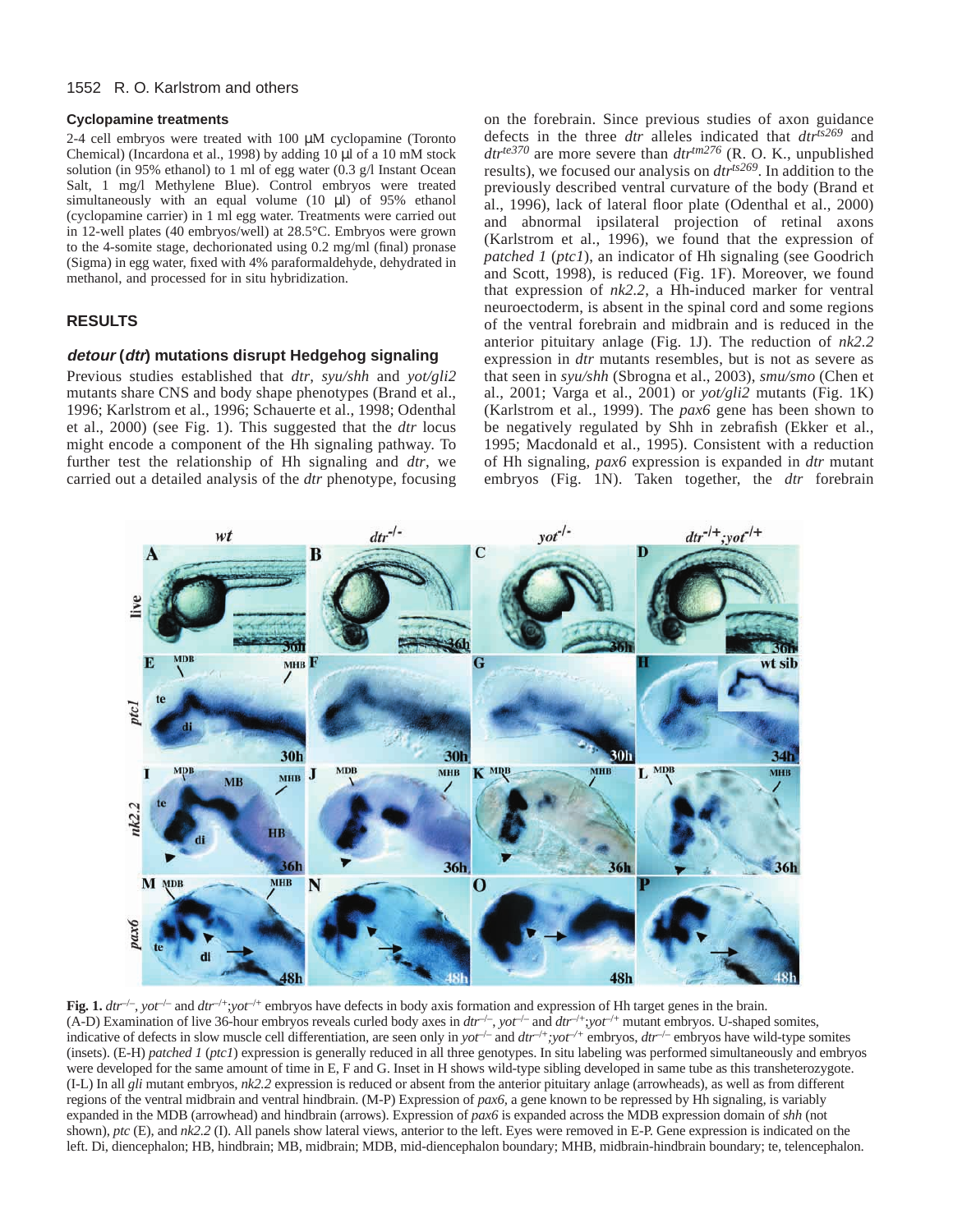### Cyclopamine treatments

2-4 cell embryos were treated with 100 μM cyclopamine (Toronto Chemical) (Incardona et al., 1998) by adding 10 μl of a 10 mM stock solution (in 95% ethanol) to 1 ml of egg water (0.3 g/l Instant Ocean Salt, 1 mg/l Methylene Blue). Control embryos were treated simultaneously with an equal volume (10 μl) of 95% ethanol (cyclopamine carrier) in 1 ml egg water. Treatments were carried out in 12-well plates (40 embryos/well) at 28.5°C. Embryos were grown to the 4-somite stage, dechorionated using 0.2 mg/ml (final) pronase (Sigma) in egg water, fixed with 4% paraformaldehyde, dehydrated in methanol, and processed for in situ hybridization.

## RESULTS

### *detour* (*dtr*) mutations disrupt Hedgehog signaling

Previous studies established that *dtr*, *syu/shh* and *yot/gli2* mutants share CNS and body shape phenotypes (Brand et al., 1996; Karlstrom et al., 1996; Schauerte et al., 1998; Odenthal et al., 2000) (see Fig. 1). This suggested that the *dtr* locus might encode a component of the Hh signaling pathway. To further test the relationship of Hh signaling and *dtr*, we carried out a detailed analysis of the *dtr* phenotype, focusing on the forebrain. Since previous studies of axon guidance defects in the three *dtr* alleles indicated that $dtr^{ts269}$ and $dtr^{te370}$ are more severe than $dtr^{tm276}$ (R. O. K., unpublished results), we focused our analysis on $dtr^{ts269}$. In addition to the previously described ventral curvature of the body (Brand et al., 1996), lack of lateral floor plate (Odenthal et al., 2000) and abnormal ipsilateral projection of retinal axons (Karlstrom et al., 1996), we found that the expression of *patched 1* (*ptc1*), an indicator of Hh signaling (see Goodrich and Scott, 1998), is reduced (Fig. 1F). Moreover, we found that expression of *nk2.2*, a Hh-induced marker for ventral neuroectoderm, is absent in the spinal cord and some regions of the ventral forebrain and midbrain and is reduced in the anterior pituitary anlage (Fig. 1J). The reduction of *nk2.2* expression in *dtr* mutants resembles, but is not as severe as that seen in *syu/shh* (Sbrogna et al., 2003), *smu/smo* (Chen et al., 2001; Varga et al., 2001) or *yot/gli2* mutants (Fig. 1K) (Karlstrom et al., 1999). The *pax6* gene has been shown to be negatively regulated by Shh in zebrafish (Ekker et al., 1995; Macdonald et al., 1995). Consistent with a reduction of Hh signaling, *pax6* expression is expanded in *dtr* mutant embryos (Fig. 1N). Taken together, the *dtr* forebrain

**Fig. 1.** $dtr^{-/-}$, $yot^{-/-}$ and $dtr^{-/+};yot^{-/+}$ embryos have defects in body axis formation and expression of Hh target genes in the brain. (A-D) Examination of live 36-hour embryos reveals curled body axes in $dtr^{-/-}$, $yot^{-/-}$ and $dtr^{-/+};yot^{-/+}$ mutant embryos. U-shaped somites, indicative of defects in slow muscle cell differentiation, are seen only in $yot^{-/-}$ and $dtr^{-/+};yot^{-/+}$ embryos, $dtr^{-/-}$ embryos have wild-type somites (insets). (E-H) *patched 1* (*ptc1*) expression is generally reduced in all three genotypes. In situ labeling was performed simultaneously and embryos were developed for the same amount of time in E, F and G. Inset in H shows wild-type sibling developed in same tube as this transheterozygote. (I-L) In all *gli* mutant embryos, *nk2.2* expression is reduced or absent from the anterior pituitary anlage (arrowheads), as well as from different regions of the ventral midbrain and ventral hindbrain. (M-P) Expression of *pax6*, a gene known to be repressed by Hh signaling, is variably expanded in the MDB (arrowhead) and hindbrain (arrows). Expression of *pax6* is expanded across the MDB expression domain of *shh* (not shown), *ptc* (E), and *nk2.2* (I). All panels show lateral views, anterior to the left. Eyes were removed in E-P. Gene expression is indicated on the left. Di, diencephalon; HB, hindbrain; MB, midbrain; MDB, mid-diencephalon boundary; MHB, midbrain-hindbrain boundary; te, telencephalon.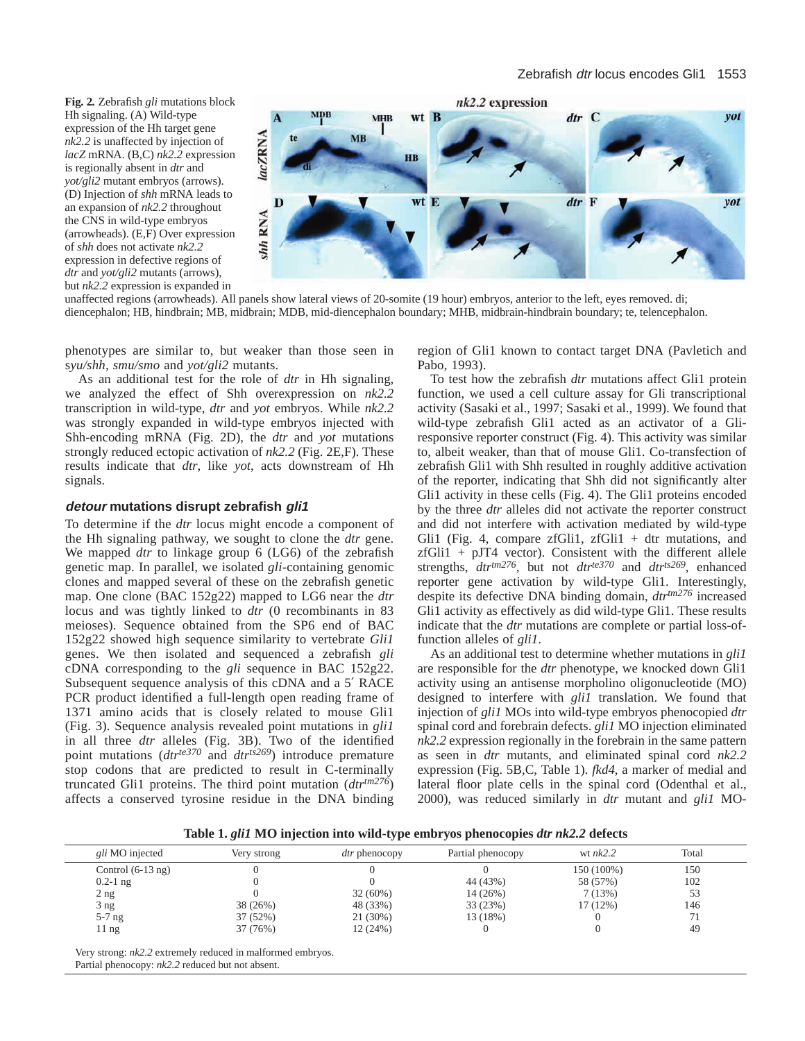**Fig. 2.** Zebrafish *gli* mutations block Hh signaling. (A) Wild-type expression of the Hh target gene *nk2.2* is unaffected by injection of *lacZ* mRNA. (B,C) *nk2.2* expression is regionally absent in *dtr* and *yot/gli2* mutant embryos (arrows). (D) Injection of *shh* mRNA leads to an expansion of *nk2.2* throughout the CNS in wild-type embryos (arrowheads). (E,F) Over expression of *shh* does not activate *nk2.2* expression in defective regions of *dtr* and *yot/gli2* mutants (arrows), but *nk2.2* expression is expanded in unaffected regions (arrowheads). All panels show lateral views of 20-somite (19 hour) embryos, anterior to the left, eyes removed. di; diencephalon; HB, hindbrain; MB, midbrain; MDB, mid-diencephalon boundary; MHB, midbrain-hindbrain boundary; te, telencephalon.

phenotypes are similar to, but weaker than those seen in s*yu/shh*, *smu/smo* and *yot/gli2* mutants.

As an additional test for the role of *dtr* in Hh signaling, we analyzed the effect of Shh overexpression on *nk2.2* transcription in wild-type, *dtr* and *yot* embryos. While *nk2.2* was strongly expanded in wild-type embryos injected with Shh-encoding mRNA (Fig. 2D), the *dtr* and *yot* mutations strongly reduced ectopic activation of *nk2.2* (Fig. 2E,F). These results indicate that *dtr*, like *yot*, acts downstream of Hh signals.

### *detour* mutations disrupt zebrafish *gli1*

To determine if the *dtr* locus might encode a component of the Hh signaling pathway, we sought to clone the *dtr* gene. We mapped *dtr* to linkage group 6 (LG6) of the zebrafish genetic map. In parallel, we isolated *gli*-containing genomic clones and mapped several of these on the zebrafish genetic map. One clone (BAC 152g22) mapped to LG6 near the *dtr* locus and was tightly linked to *dtr* (0 recombinants in 83 meioses). Sequence obtained from the SP6 end of BAC 152g22 showed high sequence similarity to vertebrate *Gli1* genes. We then isolated and sequenced a zebrafish *gli* cDNA corresponding to the *gli* sequence in BAC 152g22. Subsequent sequence analysis of this cDNA and a 5′ RACE PCR product identified a full-length open reading frame of 1371 amino acids that is closely related to mouse Gli1 (Fig. 3). Sequence analysis revealed point mutations in *gli1* in all three *dtr* alleles (Fig. 3B). Two of the identified point mutations (*dtr*$^{te370}$ and *dtr*$^{ts269}$) introduce premature stop codons that are predicted to result in C-terminally truncated Gli1 proteins. The third point mutation (*dtr*$^{tm276}$) affects a conserved tyrosine residue in the DNA binding region of Gli1 known to contact target DNA (Pavletich and Pabo, 1993).

To test how the zebrafish *dtr* mutations affect Gli1 protein function, we used a cell culture assay for Gli transcriptional activity (Sasaki et al., 1997; Sasaki et al., 1999). We found that wild-type zebrafish Gli1 acted as an activator of a Gli-responsive reporter construct (Fig. 4). This activity was similar to, albeit weaker, than that of mouse Gli1. Co-transfection of zebrafish Gli1 with Shh resulted in roughly additive activation of the reporter, indicating that Shh did not significantly alter Gli1 activity in these cells (Fig. 4). The Gli1 proteins encoded by the three *dtr* alleles did not activate the reporter construct and did not interfere with activation mediated by wild-type Gli1 (Fig. 4, compare zfGli1, zfGli1 + dtr mutations, and zfGli1 + pJT4 vector). Consistent with the different allele strengths, *dtr*$^{tm276}$, but not *dtr*$^{te370}$ and *dtr*$^{ts269}$, enhanced reporter gene activation by wild-type Gli1. Interestingly, despite its defective DNA binding domain, *dtr*$^{tm276}$ increased Gli1 activity as effectively as did wild-type Gli1. These results indicate that the *dtr* mutations are complete or partial loss-of-function alleles of *gli1*.

As an additional test to determine whether mutations in *gli1* are responsible for the *dtr* phenotype, we knocked down Gli1 activity using an antisense morpholino oligonucleotide (MO) designed to interfere with *gli1* translation. We found that injection of *gli1* MOs into wild-type embryos phenocopied *dtr* spinal cord and forebrain defects. *gli1* MO injection eliminated *nk2.2* expression regionally in the forebrain in the same pattern as seen in *dtr* mutants, and eliminated spinal cord *nk2.2* expression (Fig. 5B,C, Table 1). *fkd4*, a marker of medial and lateral floor plate cells in the spinal cord (Odenthal et al., 2000), was reduced similarly in *dtr* mutant and *gli1* MO-

**Table 1. *gli1* MO injection into wild-type embryos phenocopies *dtr nk2.2* defects**

| *gli* MO injected | Very strong | *dtr* phenocopy | Partial phenocopy | wt *nk2.2* | Total |
|---|---|---|---|---|---|
| Control (6-13 ng) | 0 | 0 | 0 | 150 (100%) | 150 |
| 0.2-1 ng | 0 | 0 | 44 (43%) | 58 (57%) | 102 |
| 2 ng | 0 | 32 (60%) | 14 (26%) | 7 (13%) | 53 |
| 3 ng | 38 (26%) | 48 (33%) | 33 (23%) | 17 (12%) | 146 |
| 5-7 ng | 37 (52%) | 21 (30%) | 13 (18%) | 0 | 71 |
| 11 ng | 37 (76%) | 12 (24%) | 0 | 0 | 49 |

Very strong: *nk2.2* extremely reduced in malformed embryos.
Partial phenocopy: *nk2.2* reduced but not absent.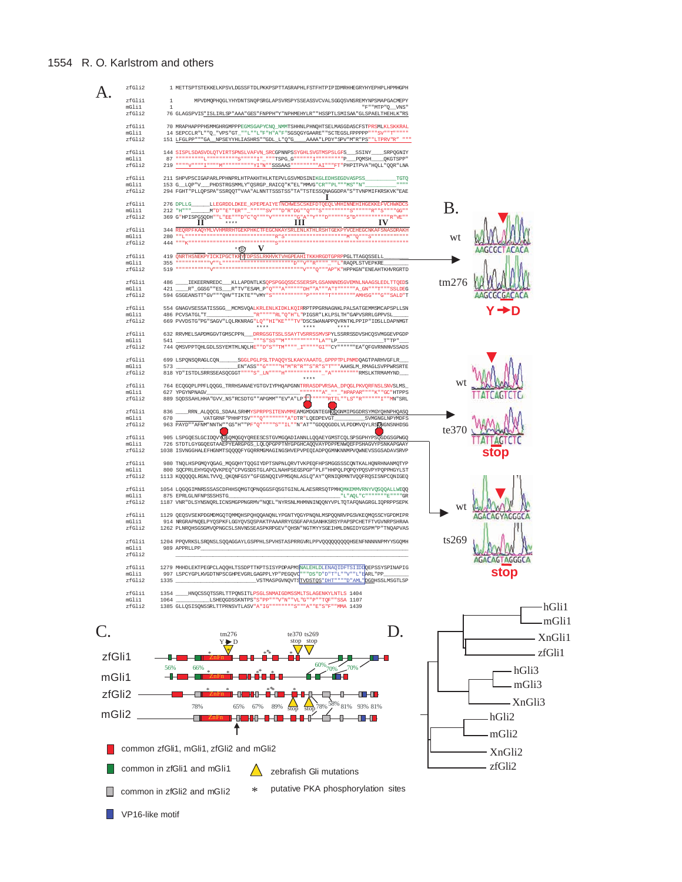A.

B.

C.

D.

- common zfGli1, mGli1, zfGli2 and mGli2
- common in zfGli1 and mGli1
- common in zfGli2 and mGli2
- VP16-like motif
- zebrafish Gli mutations
- \* putative PKA phosphorylation sites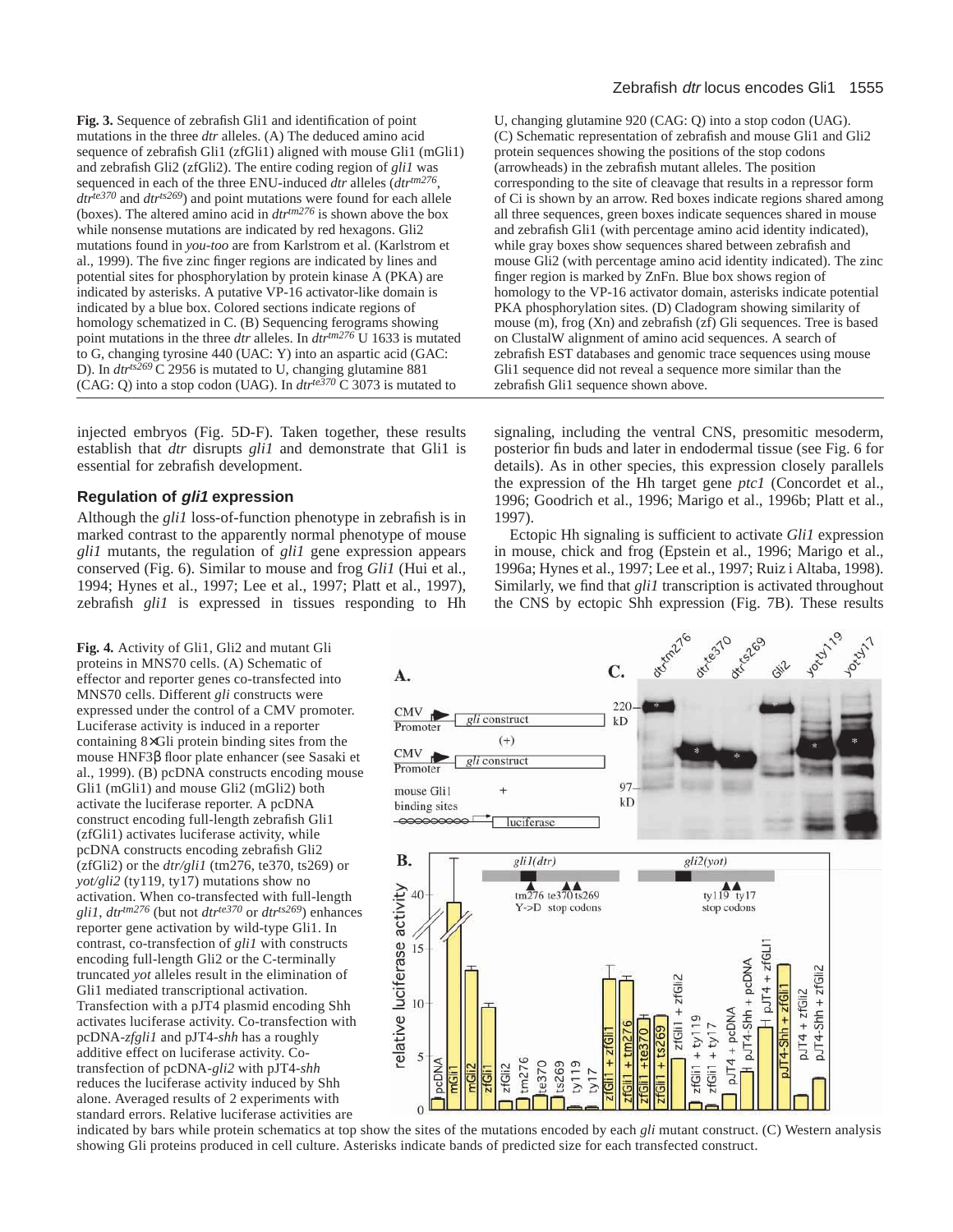**Fig. 3.** Sequence of zebrafish Gli1 and identification of point mutations in the three *dtr* alleles. (A) The deduced amino acid sequence of zebrafish Gli1 (zfGli1) aligned with mouse Gli1 (mGli1) and zebrafish Gli2 (zfGli2). The entire coding region of *gli1* was sequenced in each of the three ENU-induced *dtr* alleles ($dtr^{tm276}$, $dtr^{te370}$ and $dtr^{ts269}$) and point mutations were found for each allele (boxes). The altered amino acid in $dtr^{tm276}$ is shown above the box while nonsense mutations are indicated by red hexagons. Gli2 mutations found in *you-too* are from Karlstrom et al. (Karlstrom et al., 1999). The five zinc finger regions are indicated by lines and potential sites for phosphorylation by protein kinase A (PKA) are indicated by asterisks. A putative VP-16 activator-like domain is indicated by a blue box. Colored sections indicate regions of homology schematized in C. (B) Sequencing ferograms showing point mutations in the three *dtr* alleles. In $dtr^{tm276}$ U 1633 is mutated to G, changing tyrosine 440 (UAC: Y) into an aspartic acid (GAC: D). In $dtr^{ts269}$ C 2956 is mutated to U, changing glutamine 881 (CAG: Q) into a stop codon (UAG). In $dtr^{te370}$ C 3073 is mutated to U, changing glutamine 920 (CAG: Q) into a stop codon (UAG). (C) Schematic representation of zebrafish and mouse Gli1 and Gli2 protein sequences showing the positions of the stop codons (arrowheads) in the zebrafish mutant alleles. The position corresponding to the site of cleavage that results in a repressor form of Ci is shown by an arrow. Red boxes indicate regions shared among all three sequences, green boxes indicate sequences shared in mouse and zebrafish Gli1 (with percentage amino acid identity indicated), while gray boxes show sequences shared between zebrafish and mouse Gli2 (with percentage amino acid identity indicated). The zinc finger region is marked by ZnFn. Blue box shows region of homology to the VP-16 activator domain, asterisks indicate potential PKA phosphorylation sites. (D) Cladogram showing similarity of mouse (m), frog (Xn) and zebrafish (zf) Gli sequences. Tree is based on ClustalW alignment of amino acid sequences. A search of zebrafish EST databases and genomic trace sequences using mouse Gli1 sequence did not reveal a sequence more similar than the zebrafish Gli1 sequence shown above.

injected embryos (Fig. 5D-F). Taken together, these results establish that *dtr* disrupts *gli1* and demonstrate that Gli1 is essential for zebrafish development.

### Regulation of *gli1* expression

Although the *gli1* loss-of-function phenotype in zebrafish is in marked contrast to the apparently normal phenotype of mouse *gli1* mutants, the regulation of *gli1* gene expression appears conserved (Fig. 6). Similar to mouse and frog *Gli1* (Hui et al., 1994; Hynes et al., 1997; Lee et al., 1997; Platt et al., 1997), zebrafish *gli1* is expressed in tissues responding to Hh signaling, including the ventral CNS, presomitic mesoderm, posterior fin buds and later in endodermal tissue (see Fig. 6 for details). As in other species, this expression closely parallels the expression of the Hh target gene *ptc1* (Concordet et al., 1996; Goodrich et al., 1996; Marigo et al., 1996b; Platt et al., 1997).

Ectopic Hh signaling is sufficient to activate *Gli1* expression in mouse, chick and frog (Epstein et al., 1996; Marigo et al., 1996a; Hynes et al., 1997; Lee et al., 1997; Ruiz i Altaba, 1998). Similarly, we find that *gli1* transcription is activated throughout the CNS by ectopic Shh expression (Fig. 7B). These results

A.
CMV Promoter — gli construct
(+)
CMV Promoter — gli construct
mouse Gli1 binding sites +
luciferase

C.
dtr-tm276 dtr-te370 dtr-ts269 Gli2 yot-ty119 yot-ty17
220– kD
97– kD

B.
gli1(dtr) gli2(yot)
tm276 Y->D te370 ts269 stop codons
ty119 ty17 stop codons
relative luciferase activity
0 5 10 15 40
pcDNA mGli1 mGli2 zfGli1 zfGli2 tm276 te370 ts269 ty119 ty17 zfGli1 + zfGli1 zfGli1 + tm276 zfGli1 +te370 zfGli1 + ts269 zfGli1 + zfGli2 zfGli1 + ty119 zfGli1 + ty17 pJT4 + pcDNA pJT4-Shh + pcDNA pJT4 + zfGLI1 pJT4-Shh + zfGli1 pJT4 + zfGli2 pJT4-Shh + zfGli2

**Fig. 4.** Activity of Gli1, Gli2 and mutant Gli proteins in MNS70 cells. (A) Schematic of effector and reporter genes co-transfected into MNS70 cells. Different *gli* constructs were expressed under the control of a CMV promoter. Luciferase activity is induced in a reporter containing 8×Gli protein binding sites from the mouse HNF3β floor plate enhancer (see Sasaki et al., 1999). (B) pcDNA constructs encoding mouse Gli1 (mGli1) and mouse Gli2 (mGli2) both activate the luciferase reporter. A pcDNA construct encoding full-length zebrafish Gli1 (zfGli1) activates luciferase activity, while pcDNA constructs encoding zebrafish Gli2 (zfGli2) or the *dtr/gli1* (tm276, te370, ts269) or *yot/gli2* (ty119, ty17) mutations show no activation. When co-transfected with full-length *gli1*, $dtr^{tm276}$ (but not $dtr^{te370}$ or $dtr^{ts269}$) enhances reporter gene activation by wild-type Gli1. In contrast, co-transfection of *gli1* with constructs encoding full-length Gli2 or the C-terminally truncated *yot* alleles result in the elimination of Gli1 mediated transcriptional activation. Transfection with a pJT4 plasmid encoding Shh activates luciferase activity. Co-transfection with pcDNA-*zfgli1* and pJT4-*shh* has a roughly additive effect on luciferase activity. Co-transfection of pcDNA-*gli2* with pJT4-*shh* reduces the luciferase activity induced by Shh alone. Averaged results of 2 experiments with standard errors. Relative luciferase activities are indicated by bars while protein schematics at top show the sites of the mutations encoded by each *gli* mutant construct. (C) Western analysis showing Gli proteins produced in cell culture. Asterisks indicate bands of predicted size for each transfected construct.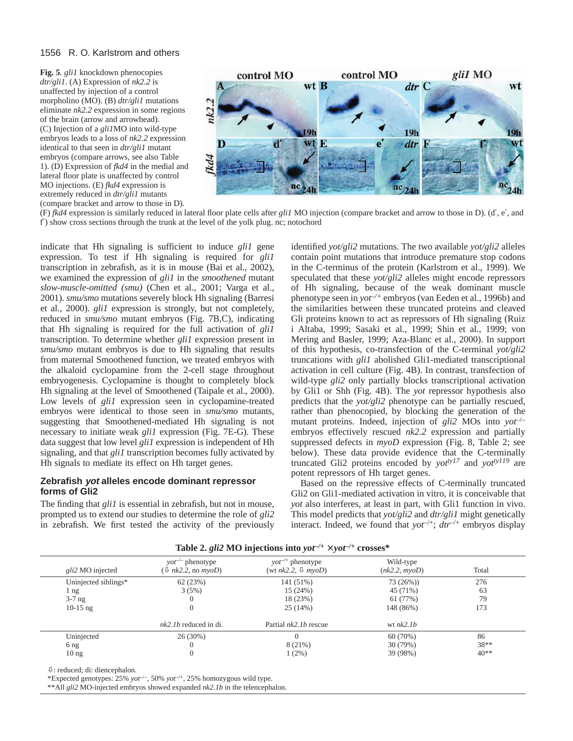**Fig. 5**. *gli1* knockdown phenocopies *dtr/gli1*. (A) Expression of *nk2.2* is unaffected by injection of a control morpholino (MO). (B) *dtr/gli1* mutations eliminate *nk2.2* expression in some regions of the brain (arrow and arrowhead). (C) Injection of a *gli1*MO into wild-type embryos leads to a loss of *nk2.2* expression identical to that seen in *dtr/gli1* mutant embryos (compare arrows, see also Table 1). (D) Expression of *fkd4* in the medial and lateral floor plate is unaffected by control MO injections. (E) *fkd4* expression is extremely reduced in *dtr/gli1* mutants (compare bracket and arrow to those in D). (F) *fkd4* expression is similarly reduced in lateral floor plate cells after *gli1* MO injection (compare bracket and arrow to those in D). (d′, e′, and f′) show cross sections through the trunk at the level of the yolk plug. nc; notochord

indicate that Hh signaling is sufficient to induce *gli1* gene expression. To test if Hh signaling is required for *gli1* transcription in zebrafish, as it is in mouse (Bai et al., 2002), we examined the expression of *gli1* in the *smoothened* mutant *slow-muscle-omitted (smu)* (Chen et al., 2001; Varga et al., 2001). *smu/smo* mutations severely block Hh signaling (Barresi et al., 2000). *gli1* expression is strongly, but not completely, reduced in *smu/smo* mutant embryos (Fig. 7B,C), indicating that Hh signaling is required for the full activation of *gli1* transcription. To determine whether *gli1* expression present in *smu/smo* mutant embryos is due to Hh signaling that results from maternal Smoothened function, we treated embryos with the alkaloid cyclopamine from the 2-cell stage throughout embryogenesis. Cyclopamine is thought to completely block Hh signaling at the level of Smoothened (Taipale et al., 2000). Low levels of *gli1* expression seen in cyclopamine-treated embryos were identical to those seen in *smu/smo* mutants, suggesting that Smoothened-mediated Hh signaling is not necessary to initiate weak *gli1* expression (Fig. 7E-G). These data suggest that low level *gli1* expression is independent of Hh signaling, and that *gli1* transcription becomes fully activated by Hh signals to mediate its effect on Hh target genes.

### Zebrafish *yot* alleles encode dominant repressor forms of Gli2

The finding that *gli1* is essential in zebrafish, but not in mouse, prompted us to extend our studies to determine the role of *gli2* in zebrafish. We first tested the activity of the previously identified *yot/gli2* mutations. The two available *yot/gli2* alleles contain point mutations that introduce premature stop codons in the C-terminus of the protein (Karlstrom et al., 1999). We speculated that these *yot/gli2* alleles might encode repressors of Hh signaling, because of the weak dominant muscle phenotype seen in $yot^{-/+}$ embryos (van Eeden et al., 1996b) and the similarities between these truncated proteins and cleaved Gli proteins known to act as repressors of Hh signaling (Ruiz i Altaba, 1999; Sasaki et al., 1999; Shin et al., 1999; von Mering and Basler, 1999; Aza-Blanc et al., 2000). In support of this hypothesis, co-transfection of the C-terminal *yot/gli2* truncations with *gli1* abolished Gli1-mediated transcriptional activation in cell culture (Fig. 4B). In contrast, transfection of wild-type *gli2* only partially blocks transcriptional activation by Gli1 or Shh (Fig. 4B). The *yot* repressor hypothesis also predicts that the *yot/gli2* phenotype can be partially rescued, rather than phenocopied, by blocking the generation of the mutant proteins. Indeed, injection of *gli2* MOs into $yot^{-/-}$ embryos effectively rescued *nk2.2* expression and partially suppressed defects in *myoD* expression (Fig. 8, Table 2; see below). These data provide evidence that the C-terminally truncated Gli2 proteins encoded by $yot^{ty17}$ and $yot^{ty119}$ are potent repressors of Hh target genes.

Based on the repressive effects of C-terminally truncated Gli2 on Gli1-mediated activation in vitro, it is conceivable that *yot* also interferes, at least in part, with Gli1 function in vivo. This model predicts that *yot/gli2* and *dtr/gli1* might genetically interact. Indeed, we found that $yot^{-/+}$; $dtr^{-/+}$ embryos display

**Table 2. *gli2* MO injections into $yot^{-/+} \times yot^{-/+}$ crosses***

| *gli2* MO injected | $yot^{-/-}$ phenotype (⇩ *nk2.2*, no *myoD*) | $yot^{-/+}$ phenotype (wt *nk2.2*, ⇩ *myoD*) | Wild-type (*nk2.2*, *myoD*) | Total |
|---|---|---|---|---|
| Uninjected siblings* | 62 (23%) | 141 (51%) | 73 (26%)) | 276 |
| 1 ng | 3 (5%) | 15 (24%) | 45 (71%) | 63 |
| 3-7 ng | 0 | 18 (23%) | 61 (77%) | 79 |
| 10-15 ng | 0 | 25 (14%) | 148 (86%) | 173 |
| | *nk2.1b* reduced in di. | Partial *nk2.1b* rescue | wt *nk2.1b* | |
| Uninjected | 26 (30%) | 0 | 60 (70%) | 86 |
| 6 ng | 0 | 8 (21%) | 30 (79%) | 38** |
| 10 ng | 0 | 1 (2%) | 39 (98%) | 40** |

⇩: reduced; di: diencephalon.
*Expected genotypes: 25% $yot^{-/-}$, 50% $yot^{-/+}$, 25% homozygous wild type.
**All *gli2* MO-injected embryos showed expanded *nk2.1b* in the telencephalon.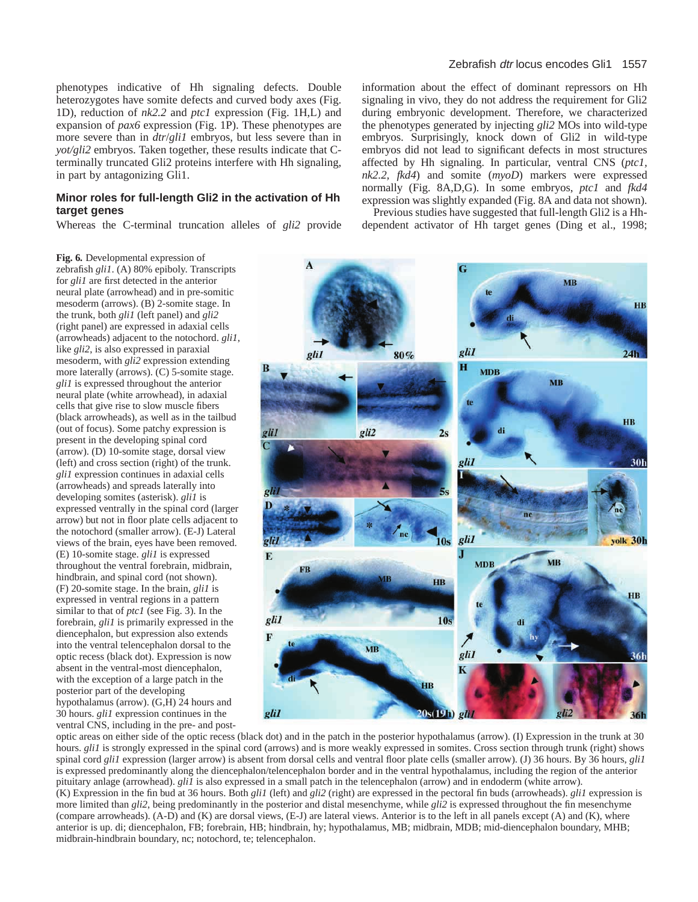phenotypes indicative of Hh signaling defects. Double heterozygotes have somite defects and curved body axes (Fig. 1D), reduction of *nk2.2* and *ptc1* expression (Fig. 1H,L) and expansion of *pax6* expression (Fig. 1P). These phenotypes are more severe than in *dtr*/*gli1* embryos, but less severe than in *yot/gli2* embryos. Taken together, these results indicate that C-terminally truncated Gli2 proteins interfere with Hh signaling, in part by antagonizing Gli1.

### Minor roles for full-length Gli2 in the activation of Hh target genes

Whereas the C-terminal truncation alleles of *gli2* provide information about the effect of dominant repressors on Hh signaling in vivo, they do not address the requirement for Gli2 during embryonic development. Therefore, we characterized the phenotypes generated by injecting *gli2* MOs into wild-type embryos. Surprisingly, knock down of Gli2 in wild-type embryos did not lead to significant defects in most structures affected by Hh signaling. In particular, ventral CNS (*ptc1*, *nk2.2*, *fkd4*) and somite (*myoD*) markers were expressed normally (Fig. 8A,D,G). In some embryos, *ptc1* and *fkd4* expression was slightly expanded (Fig. 8A and data not shown).

Previous studies have suggested that full-length Gli2 is a Hh-dependent activator of Hh target genes (Ding et al., 1998;

**Fig. 6.** Developmental expression of zebrafish *gli1*. (A) 80% epiboly. Transcripts for *gli1* are first detected in the anterior neural plate (arrowhead) and in pre-somitic mesoderm (arrows). (B) 2-somite stage. In the trunk, both *gli1* (left panel) and *gli2* (right panel) are expressed in adaxial cells (arrowheads) adjacent to the notochord. *gli1*, like *gli2*, is also expressed in paraxial mesoderm, with *gli2* expression extending more laterally (arrows). (C) 5-somite stage. *gli1* is expressed throughout the anterior neural plate (white arrowhead), in adaxial cells that give rise to slow muscle fibers (black arrowheads), as well as in the tailbud (out of focus). Some patchy expression is present in the developing spinal cord (arrow). (D) 10-somite stage, dorsal view (left) and cross section (right) of the trunk. *gli1* expression continues in adaxial cells (arrowheads) and spreads laterally into developing somites (asterisk). *gli1* is expressed ventrally in the spinal cord (larger arrow) but not in floor plate cells adjacent to the notochord (smaller arrow). (E-J) Lateral views of the brain, eyes have been removed. (E) 10-somite stage. *gli1* is expressed throughout the ventral forebrain, midbrain, hindbrain, and spinal cord (not shown). (F) 20-somite stage. In the brain, *gli1* is expressed in ventral regions in a pattern similar to that of *ptc1* (see Fig. 3). In the forebrain, *gli1* is primarily expressed in the diencephalon, but expression also extends into the ventral telencephalon dorsal to the optic recess (black dot). Expression is now absent in the ventral-most diencephalon, with the exception of a large patch in the posterior part of the developing hypothalamus (arrow). (G,H) 24 hours and 30 hours. *gli1* expression continues in the ventral CNS, including in the pre- and post-optic areas on either side of the optic recess (black dot) and in the patch in the posterior hypothalamus (arrow). (I) Expression in the trunk at 30 hours. *gli1* is strongly expressed in the spinal cord (arrows) and is more weakly expressed in somites. Cross section through trunk (right) shows spinal cord *gli1* expression (larger arrow) is absent from dorsal cells and ventral floor plate cells (smaller arrow). (J) 36 hours. By 36 hours, *gli1* is expressed predominantly along the diencephalon/telencephalon border and in the ventral hypothalamus, including the region of the anterior pituitary anlage (arrowhead). *gli1* is also expressed in a small patch in the telencephalon (arrow) and in endoderm (white arrow). (K) Expression in the fin bud at 36 hours. Both *gli1* (left) and *gli2* (right) are expressed in the pectoral fin buds (arrowheads). *gli1* expression is more limited than *gli2*, being predominantly in the posterior and distal mesenchyme, while *gli2* is expressed throughout the fin mesenchyme (compare arrowheads). (A-D) and (K) are dorsal views, (E-J) are lateral views. Anterior is to the left in all panels except (A) and (K), where anterior is up. di; diencephalon, FB; forebrain, HB; hindbrain, hy; hypothalamus, MB; midbrain, MDB; mid-diencephalon boundary, MHB; midbrain-hindbrain boundary, nc; notochord, te; telencephalon.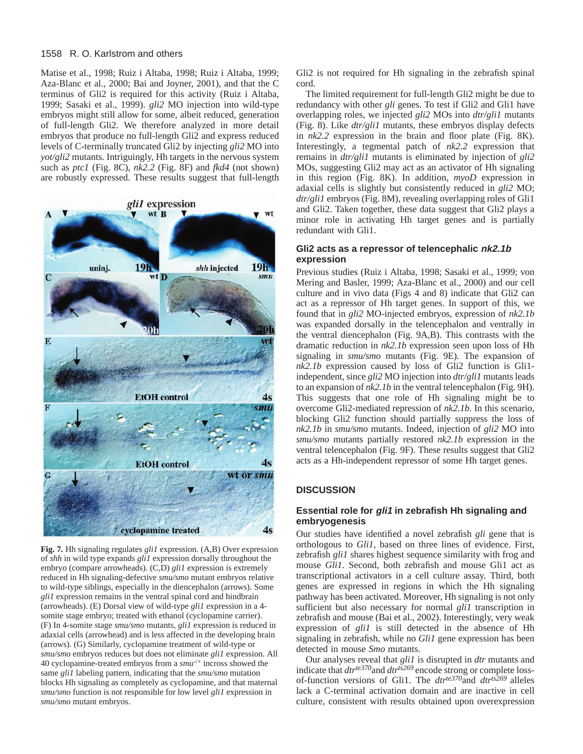Matise et al., 1998; Ruiz i Altaba, 1998; Ruiz i Altaba, 1999; Aza-Blanc et al., 2000; Bai and Joyner, 2001), and that the C terminus of Gli2 is required for this activity (Ruiz i Altaba, 1999; Sasaki et al., 1999). *gli2* MO injection into wild-type embryos might still allow for some, albeit reduced, generation of full-length Gli2. We therefore analyzed in more detail embryos that produce no full-length Gli2 and express reduced levels of C-terminally truncated Gli2 by injecting *gli2* MO into *yot/gli2* mutants. Intriguingly, Hh targets in the nervous system such as *ptc1* (Fig. 8C), *nk2.2* (Fig. 8F) and *fkd4* (not shown) are robustly expressed. These results suggest that full-length Gli2 is not required for Hh signaling in the zebrafish spinal cord.

**Fig. 7.** Hh signaling regulates *gli1* expression. (A,B) Over expression of *shh* in wild type expands *gli1* expression dorsally throughout the embryo (compare arrowheads). (C,D) *gli1* expression is extremely reduced in Hh signaling-defective *smu/smo* mutant embryos relative to wild-type siblings, especially in the diencephalon (arrows). Some *gli1* expression remains in the ventral spinal cord and hindbrain (arrowheads). (E) Dorsal view of wild-type *gli1* expression in a 4-somite stage embryo; treated with ethanol (cyclopamine carrier). (F) In 4-somite stage *smu/smo* mutants, *gli1* expression is reduced in adaxial cells (arrowhead) and is less affected in the developing brain (arrows). (G) Similarly, cyclopamine treatment of wild-type or *smu/smo* embryos reduces but does not eliminate *gli1* expression. All 40 cyclopamine-treated embryos from a $smu^{-/+}$ incross showed the same *gli1* labeling pattern, indicating that the *smu/smo* mutation blocks Hh signaling as completely as cyclopamine, and that maternal *smu/smo* function is not responsible for low level *gli1* expression in *smu/smo* mutant embryos.

The limited requirement for full-length Gli2 might be due to redundancy with other *gli* genes. To test if Gli2 and Gli1 have overlapping roles, we injected *gli2* MOs into *dtr/gli1* mutants (Fig. 8). Like *dtr/gli1* mutants, these embryos display defects in *nk2.2* expression in the brain and floor plate (Fig. 8K). Interestingly, a tegmental patch of *nk2.2* expression that remains in *dtr/gli1* mutants is eliminated by injection of *gli2* MOs, suggesting Gli2 may act as an activator of Hh signaling in this region (Fig. 8K). In addition, *myoD* expression in adaxial cells is slightly but consistently reduced in *gli2* MO; *dtr/gli1* embryos (Fig. 8M), revealing overlapping roles of Gli1 and Gli2. Taken together, these data suggest that Gli2 plays a minor role in activating Hh target genes and is partially redundant with Gli1.

### Gli2 acts as a repressor of telencephalic *nk2.1b* expression

Previous studies (Ruiz i Altaba, 1998; Sasaki et al., 1999; von Mering and Basler, 1999; Aza-Blanc et al., 2000) and our cell culture and in vivo data (Figs 4 and 8) indicate that Gli2 can act as a repressor of Hh target genes. In support of this, we found that in *gli2* MO-injected embryos, expression of *nk2.1b* was expanded dorsally in the telencephalon and ventrally in the ventral diencephalon (Fig. 9A,B). This contrasts with the dramatic reduction in *nk2.1b* expression seen upon loss of Hh signaling in *smu/smo* mutants (Fig. 9E). The expansion of *nk2.1b* expression caused by loss of Gli2 function is Gli1-independent, since *gli2* MO injection into *dtr/gli1* mutants leads to an expansion of *nk2.1b* in the ventral telencephalon (Fig. 9H). This suggests that one role of Hh signaling might be to overcome Gli2-mediated repression of *nk2.1b*. In this scenario, blocking Gli2 function should partially suppress the loss of *nk2.1b* in *smu/smo* mutants. Indeed, injection of *gli2* MO into *smu/smo* mutants partially restored *nk2.1b* expression in the ventral telencephalon (Fig. 9F). These results suggest that Gli2 acts as a Hh-independent repressor of some Hh target genes.

## DISCUSSION

### Essential role for *gli1* in zebrafish Hh signaling and embryogenesis

Our studies have identified a novel zebrafish *gli* gene that is orthologous to *Gli1*, based on three lines of evidence. First, zebrafish *gli1* shares highest sequence similarity with frog and mouse *Gli1*. Second, both zebrafish and mouse Gli1 act as transcriptional activators in a cell culture assay. Third, both genes are expressed in regions in which the Hh signaling pathway has been activated. Moreover, Hh signaling is not only sufficient but also necessary for normal *gli1* transcription in zebrafish and mouse (Bai et al., 2002). Interestingly, very weak expression of *gli1* is still detected in the absence of Hh signaling in zebrafish, while no *Gli1* gene expression has been detected in mouse *Smo* mutants.

Our analyses reveal that *gli1* is disrupted in *dtr* mutants and indicate that $dtr^{te370}$ and $dtr^{ts269}$ encode strong or complete loss-of-function versions of Gli1. The $dtr^{te370}$ and $dtr^{ts269}$ alleles lack a C-terminal activation domain and are inactive in cell culture, consistent with results obtained upon overexpression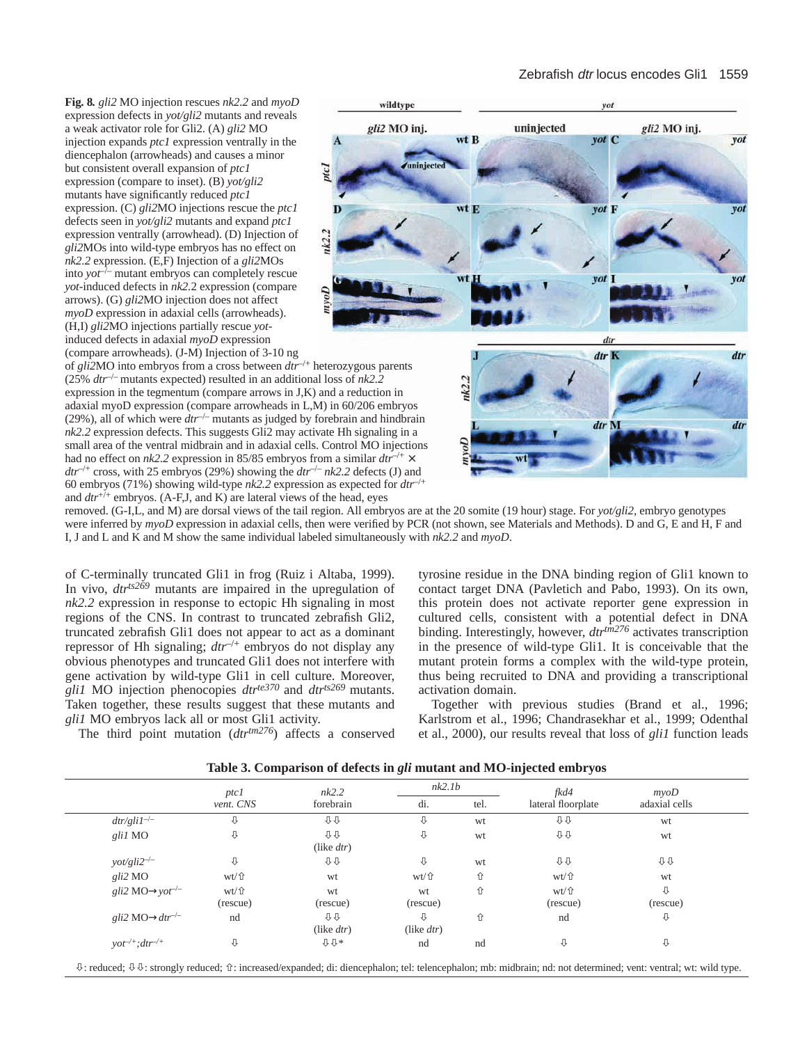**Fig. 8.** *gli2* MO injection rescues *nk2.2* and *myoD* expression defects in *yot/gli2* mutants and reveals a weak activator role for Gli2. (A) *gli2* MO injection expands *ptc1* expression ventrally in the diencephalon (arrowheads) and causes a minor but consistent overall expansion of *ptc1* expression (compare to inset). (B) *yot/gli2* mutants have significantly reduced *ptc1* expression. (C) *gli2*MO injections rescue the *ptc1* defects seen in *yot/gli2* mutants and expand *ptc1* expression ventrally (arrowhead). (D) Injection of *gli2*MOs into wild-type embryos has no effect on *nk2.2* expression. (E,F) Injection of a *gli2*MOs into $yot^{-/-}$ mutant embryos can completely rescue *yot*-induced defects in *nk2.2* expression (compare arrows). (G) *gli2*MO injection does not affect *myoD* expression in adaxial cells (arrowheads). (H,I) *gli2*MO injections partially rescue *yot*-induced defects in adaxial *myoD* expression (compare arrowheads). (J-M) Injection of 3-10 ng of *gli2*MO into embryos from a cross between $dtr^{-/+}$ heterozygous parents (25% $dtr^{-/-}$ mutants expected) resulted in an additional loss of *nk2.2* expression in the tegmentum (compare arrows in J,K) and a reduction in adaxial myoD expression (compare arrowheads in L,M) in 60/206 embryos (29%), all of which were $dtr^{-/-}$ mutants as judged by forebrain and hindbrain *nk2.2* expression defects. This suggests Gli2 may activate Hh signaling in a small area of the ventral midbrain and in adaxial cells. Control MO injections had no effect on *nk2.2* expression in 85/85 embryos from a similar $dtr^{-/+}$ × $dtr^{-/+}$ cross, with 25 embryos (29%) showing the $dtr^{-/-}$ *nk2.2* defects (J) and 60 embryos (71%) showing wild-type *nk2.2* expression as expected for $dtr^{-/+}$ and $dtr^{+/+}$ embryos. (A-F,J, and K) are lateral views of the head, eyes removed. (G-I,L, and M) are dorsal views of the tail region. All embryos are at the 20 somite (19 hour) stage. For *yot/gli2*, embryo genotypes were inferred by *myoD* expression in adaxial cells, then were verified by PCR (not shown, see Materials and Methods). D and G, E and H, F and I, J and L and K and M show the same individual labeled simultaneously with *nk2.2* and *myoD*.

of C-terminally truncated Gli1 in frog (Ruiz i Altaba, 1999). In vivo, $dtr^{ts269}$ mutants are impaired in the upregulation of *nk2.2* expression in response to ectopic Hh signaling in most regions of the CNS. In contrast to truncated zebrafish Gli2, truncated zebrafish Gli1 does not appear to act as a dominant repressor of Hh signaling; $dtr^{-/+}$ embryos do not display any obvious phenotypes and truncated Gli1 does not interfere with gene activation by wild-type Gli1 in cell culture. Moreover, *gli1* MO injection phenocopies $dtr^{te370}$ and $dtr^{ts269}$ mutants. Taken together, these results suggest that these mutants and *gli1* MO embryos lack all or most Gli1 activity.

The third point mutation ($dtr^{tm276}$) affects a conserved tyrosine residue in the DNA binding region of Gli1 known to contact target DNA (Pavletich and Pabo, 1993). On its own, this protein does not activate reporter gene expression in cultured cells, consistent with a potential defect in DNA binding. Interestingly, however, $dtr^{tm276}$ activates transcription in the presence of wild-type Gli1. It is conceivable that the mutant protein forms a complex with the wild-type protein, thus being recruited to DNA and providing a transcriptional activation domain.

Together with previous studies (Brand et al., 1996; Karlstrom et al., 1996; Chandrasekhar et al., 1999; Odenthal et al., 2000), our results reveal that loss of *gli1* function leads

**Table 3. Comparison of defects in *gli* mutant and MO-injected embryos**

| | *ptc1* vent. CNS | *nk2.2* forebrain | *nk2.1b* di. | *nk2.1b* tel. | *fkd4* lateral floorplate | *myoD* adaxial cells |
|---|---|---|---|---|---|---|
| $dtr/gli1^{-/-}$ | ⇩ | ⇩⇩ | ⇩ | wt | ⇩⇩ | wt |
| *gli1* MO | ⇩ | ⇩⇩ (like *dtr*) | ⇩ | wt | ⇩⇩ | wt |
| $yot/gli2^{-/-}$ | ⇩ | ⇩⇩ | ⇩ | wt | ⇩⇩ | ⇩⇩ |
| *gli2* MO | wt/⇧ | wt | wt/⇧ | ⇧ | wt/⇧ | wt |
| *gli2* MO→$yot^{-/-}$ | wt/⇧ (rescue) | wt (rescue) | wt (rescue) | ⇧ | wt/⇧ (rescue) | ⇩ (rescue) |
| *gli2* MO→$dtr^{-/-}$ | nd | ⇩⇩ (like *dtr*) | ⇩ (like *dtr*) | ⇧ | nd | ⇩ |
| $yot^{-/+};dtr^{-/+}$ | ⇩ | ⇩⇩* | nd | nd | ⇩ | ⇩ |

⇩: reduced; ⇩⇩: strongly reduced; ⇧: increased/expanded; di: diencephalon; tel: telencephalon; mb: midbrain; nd: not determined; vent: ventral; wt: wild type.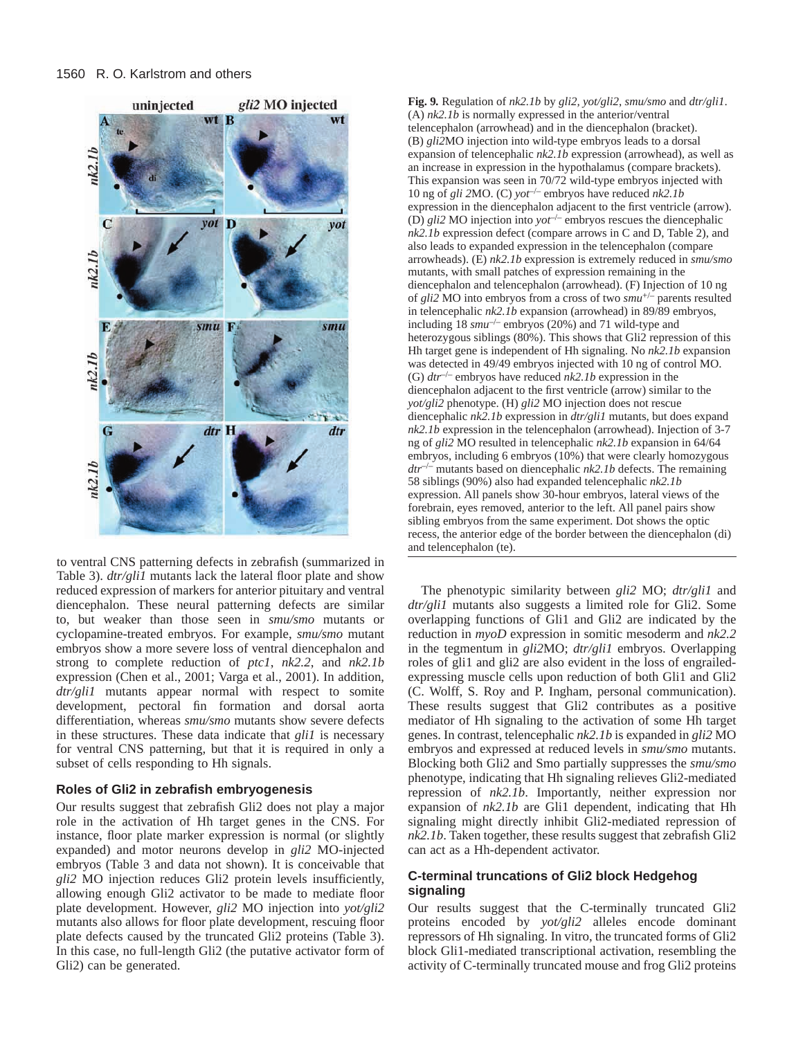uninjected

*gli2* MO injected

A te wt B wt

di

*nk2.1b*

C *yot* D *yot*

*nk2.1b*

E *smu* F *smu*

*nk2.1b*

G *dtr* H *dtr*

*nk2.1b*

**Fig. 9.** Regulation of *nk2.1b* by *gli2*, *yot/gli2*, *smu/smo* and *dtr/gli1*. (A) *nk2.1b* is normally expressed in the anterior/ventral telencephalon (arrowhead) and in the diencephalon (bracket). (B) *gli2*MO injection into wild-type embryos leads to a dorsal expansion of telencephalic *nk2.1b* expression (arrowhead), as well as an increase in expression in the hypothalamus (compare brackets). This expansion was seen in 70/72 wild-type embryos injected with 10 ng of *gli 2*MO. (C) *yot*$^{-/-}$ embryos have reduced *nk2.1b* expression in the diencephalon adjacent to the first ventricle (arrow). (D) *gli2* MO injection into *yot*$^{-/-}$ embryos rescues the diencephalic *nk2.1b* expression defect (compare arrows in C and D, Table 2), and also leads to expanded expression in the telencephalon (compare arrowheads). (E) *nk2.1b* expression is extremely reduced in *smu/smo* mutants, with small patches of expression remaining in the diencephalon and telencephalon (arrowhead). (F) Injection of 10 ng of *gli2* MO into embryos from a cross of two *smu*$^{+/-}$ parents resulted in telencephalic *nk2.1b* expansion (arrowhead) in 89/89 embryos, including 18 *smu*$^{-/-}$ embryos (20%) and 71 wild-type and heterozygous siblings (80%). This shows that Gli2 repression of this Hh target gene is independent of Hh signaling. No *nk2.1b* expansion was detected in 49/49 embryos injected with 10 ng of control MO. (G) *dtr*$^{-/-}$ embryos have reduced *nk2.1b* expression in the diencephalon adjacent to the first ventricle (arrow) similar to the *yot/gli2* phenotype. (H) *gli2* MO injection does not rescue diencephalic *nk2.1b* expression in *dtr/gli1* mutants, but does expand *nk2.1b* expression in the telencephalon (arrowhead). Injection of 3-7 ng of *gli2* MO resulted in telencephalic *nk2.1b* expansion in 64/64 embryos, including 6 embryos (10%) that were clearly homozygous *dtr*$^{-/-}$ mutants based on diencephalic *nk2.1b* defects. The remaining 58 siblings (90%) also had expanded telencephalic *nk2.1b* expression. All panels show 30-hour embryos, lateral views of the forebrain, eyes removed, anterior to the left. All panel pairs show sibling embryos from the same experiment. Dot shows the optic recess, the anterior edge of the border between the diencephalon (di) and telencephalon (te).

to ventral CNS patterning defects in zebrafish (summarized in Table 3). *dtr/gli1* mutants lack the lateral floor plate and show reduced expression of markers for anterior pituitary and ventral diencephalon. These neural patterning defects are similar to, but weaker than those seen in *smu/smo* mutants or cyclopamine-treated embryos. For example, *smu/smo* mutant embryos show a more severe loss of ventral diencephalon and strong to complete reduction of *ptc1*, *nk2.2*, and *nk2.1b* expression (Chen et al., 2001; Varga et al., 2001). In addition, *dtr/gli1* mutants appear normal with respect to somite development, pectoral fin formation and dorsal aorta differentiation, whereas *smu/smo* mutants show severe defects in these structures. These data indicate that *gli1* is necessary for ventral CNS patterning, but that it is required in only a subset of cells responding to Hh signals.

### Roles of Gli2 in zebrafish embryogenesis

Our results suggest that zebrafish Gli2 does not play a major role in the activation of Hh target genes in the CNS. For instance, floor plate marker expression is normal (or slightly expanded) and motor neurons develop in *gli2* MO-injected embryos (Table 3 and data not shown). It is conceivable that *gli2* MO injection reduces Gli2 protein levels insufficiently, allowing enough Gli2 activator to be made to mediate floor plate development. However, *gli2* MO injection into *yot/gli2* mutants also allows for floor plate development, rescuing floor plate defects caused by the truncated Gli2 proteins (Table 3). In this case, no full-length Gli2 (the putative activator form of Gli2) can be generated.

The phenotypic similarity between *gli2* MO; *dtr/gli1* and *dtr/gli1* mutants also suggests a limited role for Gli2. Some overlapping functions of Gli1 and Gli2 are indicated by the reduction in *myoD* expression in somitic mesoderm and *nk2.2* in the tegmentum in *gli2*MO; *dtr/gli1* embryos. Overlapping roles of gli1 and gli2 are also evident in the loss of engrailed-expressing muscle cells upon reduction of both Gli1 and Gli2 (C. Wolff, S. Roy and P. Ingham, personal communication). These results suggest that Gli2 contributes as a positive mediator of Hh signaling to the activation of some Hh target genes. In contrast, telencephalic *nk2.1b* is expanded in *gli2* MO embryos and expressed at reduced levels in *smu/smo* mutants. Blocking both Gli2 and Smo partially suppresses the *smu/smo* phenotype, indicating that Hh signaling relieves Gli2-mediated repression of *nk2.1b*. Importantly, neither expression nor expansion of *nk2.1b* are Gli1 dependent, indicating that Hh signaling might directly inhibit Gli2-mediated repression of *nk2.1b*. Taken together, these results suggest that zebrafish Gli2 can act as a Hh-dependent activator.

### C-terminal truncations of Gli2 block Hedgehog signaling

Our results suggest that the C-terminally truncated Gli2 proteins encoded by *yot/gli2* alleles encode dominant repressors of Hh signaling. In vitro, the truncated forms of Gli2 block Gli1-mediated transcriptional activation, resembling the activity of C-terminally truncated mouse and frog Gli2 proteins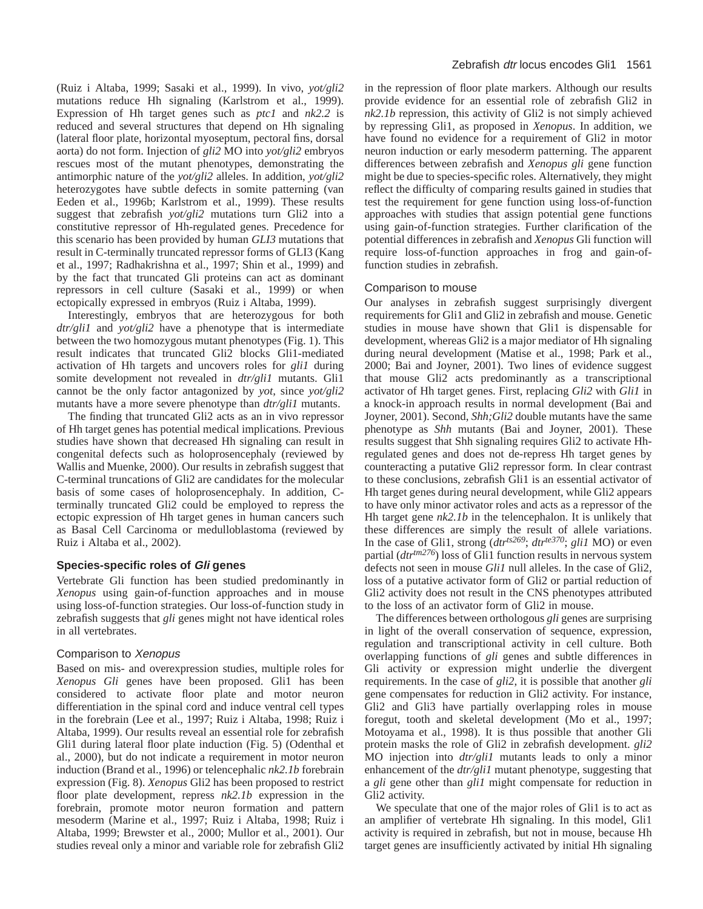(Ruiz i Altaba, 1999; Sasaki et al., 1999). In vivo, *yot/gli2* mutations reduce Hh signaling (Karlstrom et al., 1999). Expression of Hh target genes such as *ptc1* and *nk2.2* is reduced and several structures that depend on Hh signaling (lateral floor plate, horizontal myoseptum, pectoral fins, dorsal aorta) do not form. Injection of *gli2* MO into *yot/gli2* embryos rescues most of the mutant phenotypes, demonstrating the antimorphic nature of the *yot/gli2* alleles. In addition, *yot/gli2* heterozygotes have subtle defects in somite patterning (van Eeden et al., 1996b; Karlstrom et al., 1999). These results suggest that zebrafish *yot/gli2* mutations turn Gli2 into a constitutive repressor of Hh-regulated genes. Precedence for this scenario has been provided by human *GLI3* mutations that result in C-terminally truncated repressor forms of GLI3 (Kang et al., 1997; Radhakrishna et al., 1997; Shin et al., 1999) and by the fact that truncated Gli proteins can act as dominant repressors in cell culture (Sasaki et al., 1999) or when ectopically expressed in embryos (Ruiz i Altaba, 1999).

Interestingly, embryos that are heterozygous for both *dtr/gli1* and *yot/gli2* have a phenotype that is intermediate between the two homozygous mutant phenotypes (Fig. 1). This result indicates that truncated Gli2 blocks Gli1-mediated activation of Hh targets and uncovers roles for *gli1* during somite development not revealed in *dtr/gli1* mutants. Gli1 cannot be the only factor antagonized by *yot*, since *yot/gli2* mutants have a more severe phenotype than *dtr/gli1* mutants.

The finding that truncated Gli2 acts as an in vivo repressor of Hh target genes has potential medical implications. Previous studies have shown that decreased Hh signaling can result in congenital defects such as holoprosencephaly (reviewed by Wallis and Muenke, 2000). Our results in zebrafish suggest that C-terminal truncations of Gli2 are candidates for the molecular basis of some cases of holoprosencephaly. In addition, C-terminally truncated Gli2 could be employed to repress the ectopic expression of Hh target genes in human cancers such as Basal Cell Carcinoma or medulloblastoma (reviewed by Ruiz i Altaba et al., 2002).

## Species-specific roles of *Gli* genes

Vertebrate Gli function has been studied predominantly in *Xenopus* using gain-of-function approaches and in mouse using loss-of-function strategies. Our loss-of-function study in zebrafish suggests that *gli* genes might not have identical roles in all vertebrates.

### Comparison to *Xenopus*

Based on mis- and overexpression studies, multiple roles for *Xenopus Gli* genes have been proposed. Gli1 has been considered to activate floor plate and motor neuron differentiation in the spinal cord and induce ventral cell types in the forebrain (Lee et al., 1997; Ruiz i Altaba, 1998; Ruiz i Altaba, 1999). Our results reveal an essential role for zebrafish Gli1 during lateral floor plate induction (Fig. 5) (Odenthal et al., 2000), but do not indicate a requirement in motor neuron induction (Brand et al., 1996) or telencephalic *nk2.1b* forebrain expression (Fig. 8). *Xenopus* Gli2 has been proposed to restrict floor plate development, repress *nk2.1b* expression in the forebrain, promote motor neuron formation and pattern mesoderm (Marine et al., 1997; Ruiz i Altaba, 1998; Ruiz i Altaba, 1999; Brewster et al., 2000; Mullor et al., 2001). Our studies reveal only a minor and variable role for zebrafish Gli2 in the repression of floor plate markers. Although our results provide evidence for an essential role of zebrafish Gli2 in *nk2.1b* repression, this activity of Gli2 is not simply achieved by repressing Gli1, as proposed in *Xenopus*. In addition, we have found no evidence for a requirement of Gli2 in motor neuron induction or early mesoderm patterning. The apparent differences between zebrafish and *Xenopus gli* gene function might be due to species-specific roles. Alternatively, they might reflect the difficulty of comparing results gained in studies that test the requirement for gene function using loss-of-function approaches with studies that assign potential gene functions using gain-of-function strategies. Further clarification of the potential differences in zebrafish and *Xenopus* Gli function will require loss-of-function approaches in frog and gain-of-function studies in zebrafish.

### Comparison to mouse

Our analyses in zebrafish suggest surprisingly divergent requirements for Gli1 and Gli2 in zebrafish and mouse. Genetic studies in mouse have shown that Gli1 is dispensable for development, whereas Gli2 is a major mediator of Hh signaling during neural development (Matise et al., 1998; Park et al., 2000; Bai and Joyner, 2001). Two lines of evidence suggest that mouse Gli2 acts predominantly as a transcriptional activator of Hh target genes. First, replacing *Gli2* with *Gli1* in a knock-in approach results in normal development (Bai and Joyner, 2001). Second, *Shh;Gli2* double mutants have the same phenotype as *Shh* mutants (Bai and Joyner, 2001). These results suggest that Shh signaling requires Gli2 to activate Hh-regulated genes and does not de-repress Hh target genes by counteracting a putative Gli2 repressor form. In clear contrast to these conclusions, zebrafish Gli1 is an essential activator of Hh target genes during neural development, while Gli2 appears to have only minor activator roles and acts as a repressor of the Hh target gene *nk2.1b* in the telencephalon. It is unlikely that these differences are simply the result of allele variations. In the case of Gli1, strong (*dtr*$^{ts269}$; *dtr*$^{te370}$; *gli1* MO) or even partial (*dtr*$^{tm276}$) loss of Gli1 function results in nervous system defects not seen in mouse *Gli1* null alleles. In the case of Gli2, loss of a putative activator form of Gli2 or partial reduction of Gli2 activity does not result in the CNS phenotypes attributed to the loss of an activator form of Gli2 in mouse.

The differences between orthologous *gli* genes are surprising in light of the overall conservation of sequence, expression, regulation and transcriptional activity in cell culture. Both overlapping functions of *gli* genes and subtle differences in Gli activity or expression might underlie the divergent requirements. In the case of *gli2*, it is possible that another *gli* gene compensates for reduction in Gli2 activity. For instance, Gli2 and Gli3 have partially overlapping roles in mouse foregut, tooth and skeletal development (Mo et al., 1997; Motoyama et al., 1998). It is thus possible that another Gli protein masks the role of Gli2 in zebrafish development. *gli2* MO injection into *dtr/gli1* mutants leads to only a minor enhancement of the *dtr/gli1* mutant phenotype, suggesting that a *gli* gene other than *gli1* might compensate for reduction in Gli2 activity.

We speculate that one of the major roles of Gli1 is to act as an amplifier of vertebrate Hh signaling. In this model, Gli1 activity is required in zebrafish, but not in mouse, because Hh target genes are insufficiently activated by initial Hh signaling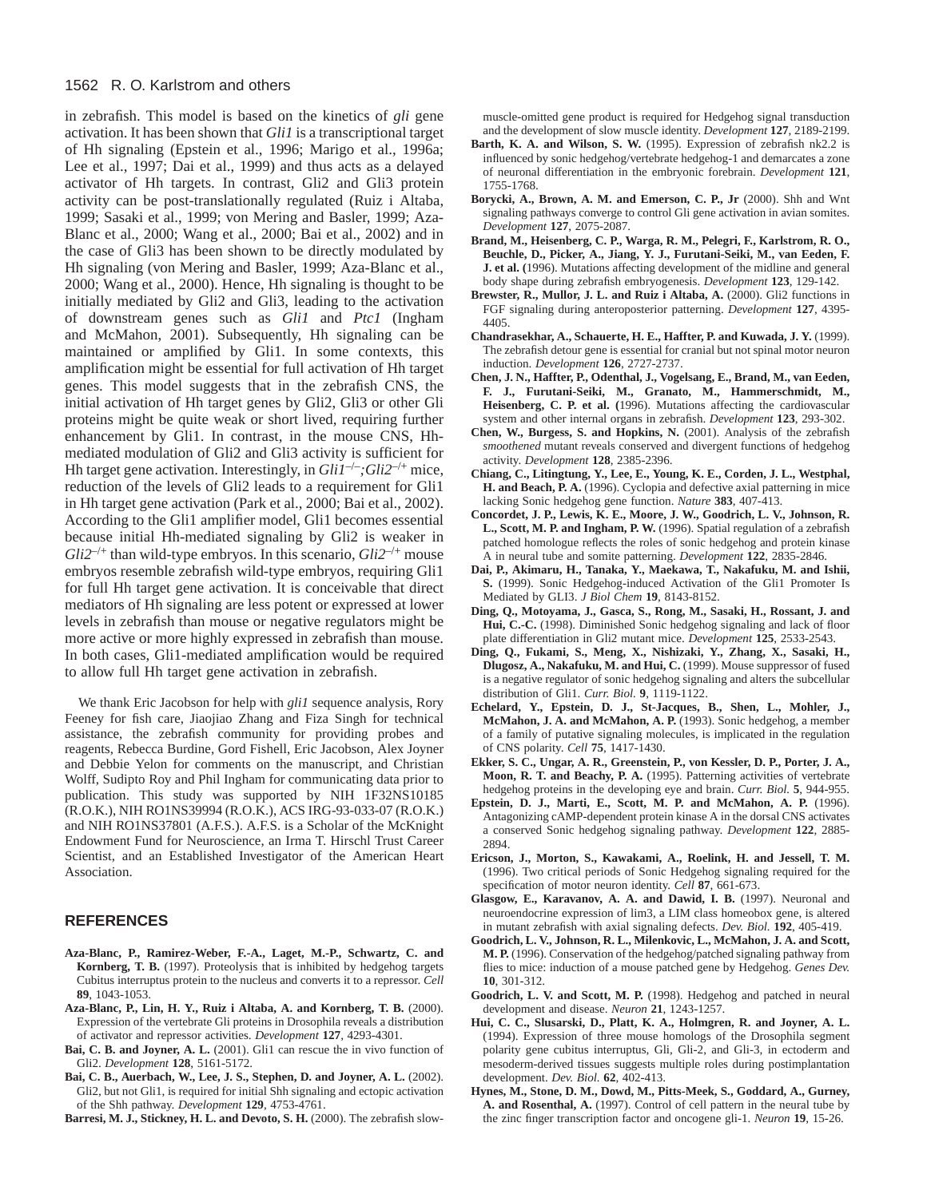in zebrafish. This model is based on the kinetics of *gli* gene activation. It has been shown that *Gli1* is a transcriptional target of Hh signaling (Epstein et al., 1996; Marigo et al., 1996a; Lee et al., 1997; Dai et al., 1999) and thus acts as a delayed activator of Hh targets. In contrast, Gli2 and Gli3 protein activity can be post-translationally regulated (Ruiz i Altaba, 1999; Sasaki et al., 1999; von Mering and Basler, 1999; Aza-Blanc et al., 2000; Wang et al., 2000; Bai et al., 2002) and in the case of Gli3 has been shown to be directly modulated by Hh signaling (von Mering and Basler, 1999; Aza-Blanc et al., 2000; Wang et al., 2000). Hence, Hh signaling is thought to be initially mediated by Gli2 and Gli3, leading to the activation of downstream genes such as *Gli1* and *Ptc1* (Ingham and McMahon, 2001). Subsequently, Hh signaling can be maintained or amplified by Gli1. In some contexts, this amplification might be essential for full activation of Hh target genes. This model suggests that in the zebrafish CNS, the initial activation of Hh target genes by Gli2, Gli3 or other Gli proteins might be quite weak or short lived, requiring further enhancement by Gli1. In contrast, in the mouse CNS, Hh-mediated modulation of Gli2 and Gli3 activity is sufficient for Hh target gene activation. Interestingly, in $Gli1^{-/-};Gli2^{-/+}$ mice, reduction of the levels of Gli2 leads to a requirement for Gli1 in Hh target gene activation (Park et al., 2000; Bai et al., 2002). According to the Gli1 amplifier model, Gli1 becomes essential because initial Hh-mediated signaling by Gli2 is weaker in $Gli2^{-/+}$ than wild-type embryos. In this scenario, $Gli2^{-/+}$ mouse embryos resemble zebrafish wild-type embryos, requiring Gli1 for full Hh target gene activation. It is conceivable that direct mediators of Hh signaling are less potent or expressed at lower levels in zebrafish than mouse or negative regulators might be more active or more highly expressed in zebrafish than mouse. In both cases, Gli1-mediated amplification would be required to allow full Hh target gene activation in zebrafish.

We thank Eric Jacobson for help with *gli1* sequence analysis, Rory Feeney for fish care, Jiaojiao Zhang and Fiza Singh for technical assistance, the zebrafish community for providing probes and reagents, Rebecca Burdine, Gord Fishell, Eric Jacobson, Alex Joyner and Debbie Yelon for comments on the manuscript, and Christian Wolff, Sudipto Roy and Phil Ingham for communicating data prior to publication. This study was supported by NIH 1F32NS10185 (R.O.K.), NIH RO1NS39994 (R.O.K.), ACS IRG-93-033-07 (R.O.K.) and NIH RO1NS37801 (A.F.S.). A.F.S. is a Scholar of the McKnight Endowment Fund for Neuroscience, an Irma T. Hirschl Trust Career Scientist, and an Established Investigator of the American Heart Association.

## REFERENCES

**Aza-Blanc, P., Ramirez-Weber, F.-A., Laget, M.-P., Schwartz, C. and Kornberg, T. B.** (1997). Proteolysis that is inhibited by hedgehog targets Cubitus interruptus protein to the nucleus and converts it to a repressor. *Cell* **89**, 1043-1053.

**Aza-Blanc, P., Lin, H. Y., Ruiz i Altaba, A. and Kornberg, T. B.** (2000). Expression of the vertebrate Gli proteins in Drosophila reveals a distribution of activator and repressor activities. *Development* **127**, 4293-4301.

**Bai, C. B. and Joyner, A. L.** (2001). Gli1 can rescue the in vivo function of Gli2. *Development* **128**, 5161-5172.

**Bai, C. B., Auerbach, W., Lee, J. S., Stephen, D. and Joyner, A. L.** (2002). Gli2, but not Gli1, is required for initial Shh signaling and ectopic activation of the Shh pathway. *Development* **129**, 4753-4761.

**Barresi, M. J., Stickney, H. L. and Devoto, S. H.** (2000). The zebrafish slow-muscle-omitted gene product is required for Hedgehog signal transduction and the development of slow muscle identity. *Development* **127**, 2189-2199.

**Barth, K. A. and Wilson, S. W.** (1995). Expression of zebrafish nk2.2 is influenced by sonic hedgehog/vertebrate hedgehog-1 and demarcates a zone of neuronal differentiation in the embryonic forebrain. *Development* **121**, 1755-1768.

**Borycki, A., Brown, A. M. and Emerson, C. P., Jr** (2000). Shh and Wnt signaling pathways converge to control Gli gene activation in avian somites. *Development* **127**, 2075-2087.

**Brand, M., Heisenberg, C. P., Warga, R. M., Pelegri, F., Karlstrom, R. O., Beuchle, D., Picker, A., Jiang, Y. J., Furutani-Seiki, M., van Eeden, F. J. et al. (**1996). Mutations affecting development of the midline and general body shape during zebrafish embryogenesis. *Development* **123**, 129-142.

**Brewster, R., Mullor, J. L. and Ruiz i Altaba, A.** (2000). Gli2 functions in FGF signaling during anteroposterior patterning. *Development* **127**, 4395-4405.

**Chandrasekhar, A., Schauerte, H. E., Haffter, P. and Kuwada, J. Y.** (1999). The zebrafish detour gene is essential for cranial but not spinal motor neuron induction. *Development* **126**, 2727-2737.

**Chen, J. N., Haffter, P., Odenthal, J., Vogelsang, E., Brand, M., van Eeden, F. J., Furutani-Seiki, M., Granato, M., Hammerschmidt, M., Heisenberg, C. P. et al. (**1996). Mutations affecting the cardiovascular system and other internal organs in zebrafish. *Development* **123**, 293-302.

**Chen, W., Burgess, S. and Hopkins, N.** (2001). Analysis of the zebrafish *smoothened* mutant reveals conserved and divergent functions of hedgehog activity. *Development* **128**, 2385-2396.

**Chiang, C., Litingtung, Y., Lee, E., Young, K. E., Corden, J. L., Westphal, H. and Beach, P. A.** (1996). Cyclopia and defective axial patterning in mice lacking Sonic hedgehog gene function. *Nature* **383**, 407-413.

**Concordet, J. P., Lewis, K. E., Moore, J. W., Goodrich, L. V., Johnson, R. L., Scott, M. P. and Ingham, P. W.** (1996). Spatial regulation of a zebrafish patched homologue reflects the roles of sonic hedgehog and protein kinase A in neural tube and somite patterning. *Development* **122**, 2835-2846.

**Dai, P., Akimaru, H., Tanaka, Y., Maekawa, T., Nakafuku, M. and Ishii, S.** (1999). Sonic Hedgehog-induced Activation of the Gli1 Promoter Is Mediated by GLI3. *J Biol Chem* **19**, 8143-8152.

**Ding, Q., Motoyama, J., Gasca, S., Rong, M., Sasaki, H., Rossant, J. and Hui, C.-C.** (1998). Diminished Sonic hedgehog signaling and lack of floor plate differentiation in Gli2 mutant mice. *Development* **125**, 2533-2543.

**Ding, Q., Fukami, S., Meng, X., Nishizaki, Y., Zhang, X., Sasaki, H., Dlugosz, A., Nakafuku, M. and Hui, C.** (1999). Mouse suppressor of fused is a negative regulator of sonic hedgehog signaling and alters the subcellular distribution of Gli1. *Curr. Biol.* **9**, 1119-1122.

**Echelard, Y., Epstein, D. J., St-Jacques, B., Shen, L., Mohler, J., McMahon, J. A. and McMahon, A. P.** (1993). Sonic hedgehog, a member of a family of putative signaling molecules, is implicated in the regulation of CNS polarity. *Cell* **75**, 1417-1430.

**Ekker, S. C., Ungar, A. R., Greenstein, P., von Kessler, D. P., Porter, J. A., Moon, R. T. and Beachy, P. A.** (1995). Patterning activities of vertebrate hedgehog proteins in the developing eye and brain. *Curr. Biol.* **5**, 944-955.

**Epstein, D. J., Marti, E., Scott, M. P. and McMahon, A. P.** (1996). Antagonizing cAMP-dependent protein kinase A in the dorsal CNS activates a conserved Sonic hedgehog signaling pathway. *Development* **122**, 2885-2894.

**Ericson, J., Morton, S., Kawakami, A., Roelink, H. and Jessell, T. M.** (1996). Two critical periods of Sonic Hedgehog signaling required for the specification of motor neuron identity. *Cell* **87**, 661-673.

**Glasgow, E., Karavanov, A. A. and Dawid, I. B.** (1997). Neuronal and neuroendocrine expression of lim3, a LIM class homeobox gene, is altered in mutant zebrafish with axial signaling defects. *Dev. Biol.* **192**, 405-419.

**Goodrich, L. V., Johnson, R. L., Milenkovic, L., McMahon, J. A. and Scott, M. P.** (1996). Conservation of the hedgehog/patched signaling pathway from flies to mice: induction of a mouse patched gene by Hedgehog. *Genes Dev.* **10**, 301-312.

**Goodrich, L. V. and Scott, M. P.** (1998). Hedgehog and patched in neural development and disease. *Neuron* **21**, 1243-1257.

**Hui, C. C., Slusarski, D., Platt, K. A., Holmgren, R. and Joyner, A. L.** (1994). Expression of three mouse homologs of the Drosophila segment polarity gene cubitus interruptus, Gli, Gli-2, and Gli-3, in ectoderm and mesoderm-derived tissues suggests multiple roles during postimplantation development. *Dev. Biol.* **62**, 402-413.

**Hynes, M., Stone, D. M., Dowd, M., Pitts-Meek, S., Goddard, A., Gurney, A. and Rosenthal, A.** (1997). Control of cell pattern in the neural tube by the zinc finger transcription factor and oncogene gli-1. *Neuron* **19**, 15-26.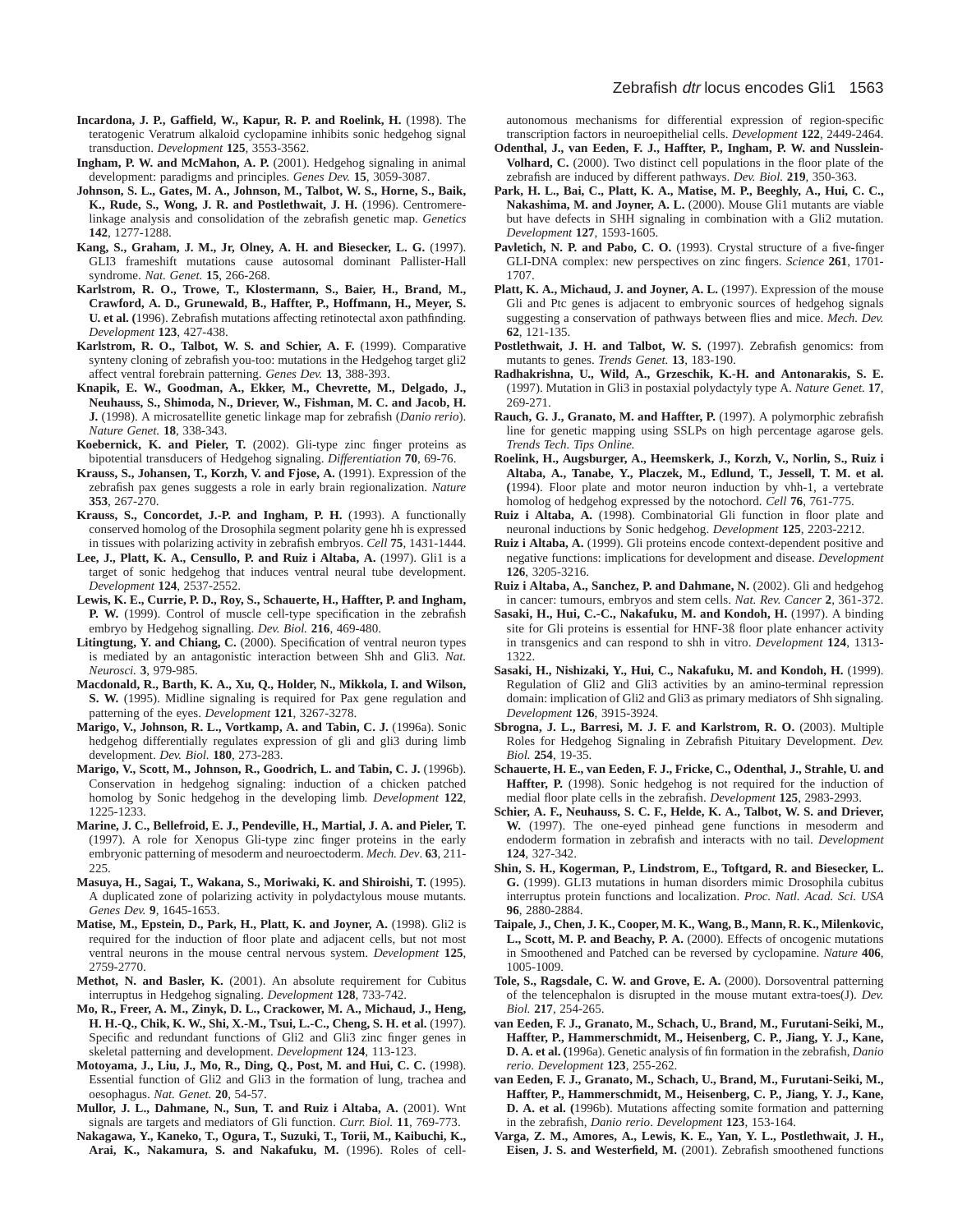**Incardona, J. P., Gaffield, W., Kapur, R. P. and Roelink, H.** (1998). The teratogenic Veratrum alkaloid cyclopamine inhibits sonic hedgehog signal transduction. *Development* **125**, 3553-3562.

**Ingham, P. W. and McMahon, A. P.** (2001). Hedgehog signaling in animal development: paradigms and principles. *Genes Dev.* **15**, 3059-3087.

**Johnson, S. L., Gates, M. A., Johnson, M., Talbot, W. S., Horne, S., Baik, K., Rude, S., Wong, J. R. and Postlethwait, J. H.** (1996). Centromere-linkage analysis and consolidation of the zebrafish genetic map. *Genetics* **142**, 1277-1288.

**Kang, S., Graham, J. M., Jr, Olney, A. H. and Biesecker, L. G.** (1997). GLI3 frameshift mutations cause autosomal dominant Pallister-Hall syndrome. *Nat. Genet.* **15**, 266-268.

**Karlstrom, R. O., Trowe, T., Klostermann, S., Baier, H., Brand, M., Crawford, A. D., Grunewald, B., Haffter, P., Hoffmann, H., Meyer, S. U. et al. (**1996). Zebrafish mutations affecting retinotectal axon pathfinding. *Development* **123**, 427-438.

**Karlstrom, R. O., Talbot, W. S. and Schier, A. F.** (1999). Comparative synteny cloning of zebrafish you-too: mutations in the Hedgehog target gli2 affect ventral forebrain patterning. *Genes Dev.* **13**, 388-393.

**Knapik, E. W., Goodman, A., Ekker, M., Chevrette, M., Delgado, J., Neuhauss, S., Shimoda, N., Driever, W., Fishman, M. C. and Jacob, H. J.** (1998). A microsatellite genetic linkage map for zebrafish (*Danio rerio*). *Nature Genet.* **18**, 338-343.

**Koebernick, K. and Pieler, T.** (2002). Gli-type zinc finger proteins as bipotential transducers of Hedgehog signaling. *Differentiation* **70**, 69-76.

**Krauss, S., Johansen, T., Korzh, V. and Fjose, A.** (1991). Expression of the zebrafish pax genes suggests a role in early brain regionalization. *Nature* **353**, 267-270.

**Krauss, S., Concordet, J.-P. and Ingham, P. H.** (1993). A functionally conserved homolog of the Drosophila segment polarity gene hh is expressed in tissues with polarizing activity in zebrafish embryos. *Cell* **75**, 1431-1444.

**Lee, J., Platt, K. A., Censullo, P. and Ruiz i Altaba, A.** (1997). Gli1 is a target of sonic hedgehog that induces ventral neural tube development. *Development* **124**, 2537-2552.

**Lewis, K. E., Currie, P. D., Roy, S., Schauerte, H., Haffter, P. and Ingham, P. W.** (1999). Control of muscle cell-type specification in the zebrafish embryo by Hedgehog signalling. *Dev. Biol.* **216**, 469-480.

**Litingtung, Y. and Chiang, C.** (2000). Specification of ventral neuron types is mediated by an antagonistic interaction between Shh and Gli3. *Nat. Neurosci.* **3**, 979-985.

**Macdonald, R., Barth, K. A., Xu, Q., Holder, N., Mikkola, I. and Wilson, S. W.** (1995). Midline signaling is required for Pax gene regulation and patterning of the eyes. *Development* **121**, 3267-3278.

**Marigo, V., Johnson, R. L., Vortkamp, A. and Tabin, C. J.** (1996a). Sonic hedgehog differentially regulates expression of gli and gli3 during limb development. *Dev. Biol.* **180**, 273-283.

**Marigo, V., Scott, M., Johnson, R., Goodrich, L. and Tabin, C. J.** (1996b). Conservation in hedgehog signaling: induction of a chicken patched homolog by Sonic hedgehog in the developing limb. *Development* **122**, 1225-1233.

**Marine, J. C., Bellefroid, E. J., Pendeville, H., Martial, J. A. and Pieler, T.** (1997). A role for Xenopus Gli-type zinc finger proteins in the early embryonic patterning of mesoderm and neuroectoderm. *Mech. Dev*. **63**, 211-225.

**Masuya, H., Sagai, T., Wakana, S., Moriwaki, K. and Shiroishi, T.** (1995). A duplicated zone of polarizing activity in polydactylous mouse mutants. *Genes Dev.* **9**, 1645-1653.

**Matise, M., Epstein, D., Park, H., Platt, K. and Joyner, A.** (1998). Gli2 is required for the induction of floor plate and adjacent cells, but not most ventral neurons in the mouse central nervous system. *Development* **125**, 2759-2770.

**Methot, N. and Basler, K.** (2001). An absolute requirement for Cubitus interruptus in Hedgehog signaling. *Development* **128**, 733-742.

**Mo, R., Freer, A. M., Zinyk, D. L., Crackower, M. A., Michaud, J., Heng, H. H.-Q., Chik, K. W., Shi, X.-M., Tsui, L.-C., Cheng, S. H. et al.** (1997). Specific and redundant functions of Gli2 and Gli3 zinc finger genes in skeletal patterning and development. *Development* **124**, 113-123.

**Motoyama, J., Liu, J., Mo, R., Ding, Q., Post, M. and Hui, C. C.** (1998). Essential function of Gli2 and Gli3 in the formation of lung, trachea and oesophagus. *Nat. Genet.* **20**, 54-57.

**Mullor, J. L., Dahmane, N., Sun, T. and Ruiz i Altaba, A.** (2001). Wnt signals are targets and mediators of Gli function. *Curr. Biol.* **11**, 769-773.

**Nakagawa, Y., Kaneko, T., Ogura, T., Suzuki, T., Torii, M., Kaibuchi, K., Arai, K., Nakamura, S. and Nakafuku, M.** (1996). Roles of cell-autonomous mechanisms for differential expression of region-specific transcription factors in neuroepithelial cells. *Development* **122**, 2449-2464.

**Odenthal, J., van Eeden, F. J., Haffter, P., Ingham, P. W. and Nusslein-Volhard, C.** (2000). Two distinct cell populations in the floor plate of the zebrafish are induced by different pathways. *Dev. Biol.* **219**, 350-363.

**Park, H. L., Bai, C., Platt, K. A., Matise, M. P., Beeghly, A., Hui, C. C., Nakashima, M. and Joyner, A. L.** (2000). Mouse Gli1 mutants are viable but have defects in SHH signaling in combination with a Gli2 mutation. *Development* **127**, 1593-1605.

**Pavletich, N. P. and Pabo, C. O.** (1993). Crystal structure of a five-finger GLI-DNA complex: new perspectives on zinc fingers. *Science* **261**, 1701-1707.

**Platt, K. A., Michaud, J. and Joyner, A. L.** (1997). Expression of the mouse Gli and Ptc genes is adjacent to embryonic sources of hedgehog signals suggesting a conservation of pathways between flies and mice. *Mech. Dev.* **62**, 121-135.

**Postlethwait, J. H. and Talbot, W. S.** (1997). Zebrafish genomics: from mutants to genes. *Trends Genet.* **13**, 183-190.

**Radhakrishna, U., Wild, A., Grzeschik, K.-H. and Antonarakis, S. E.** (1997). Mutation in Gli3 in postaxial polydactyly type A. *Nature Genet.* **17**, 269-271.

**Rauch, G. J., Granato, M. and Haffter, P.** (1997). A polymorphic zebrafish line for genetic mapping using SSLPs on high percentage agarose gels. *Trends Tech. Tips Online.*

**Roelink, H., Augsburger, A., Heemskerk, J., Korzh, V., Norlin, S., Ruiz i Altaba, A., Tanabe, Y., Placzek, M., Edlund, T., Jessell, T. M. et al. (**1994). Floor plate and motor neuron induction by vhh-1, a vertebrate homolog of hedgehog expressed by the notochord. *Cell* **76**, 761-775.

**Ruiz i Altaba, A.** (1998). Combinatorial Gli function in floor plate and neuronal inductions by Sonic hedgehog. *Development* **125**, 2203-2212.

**Ruiz i Altaba, A.** (1999). Gli proteins encode context-dependent positive and negative functions: implications for development and disease. *Development* **126**, 3205-3216.

**Ruiz i Altaba, A., Sanchez, P. and Dahmane, N.** (2002). Gli and hedgehog in cancer: tumours, embryos and stem cells. *Nat. Rev. Cancer* **2**, 361-372.

**Sasaki, H., Hui, C.-C., Nakafuku, M. and Kondoh, H.** (1997). A binding site for Gli proteins is essential for HNF-3ß floor plate enhancer activity in transgenics and can respond to shh in vitro. *Development* **124**, 1313-1322.

**Sasaki, H., Nishizaki, Y., Hui, C., Nakafuku, M. and Kondoh, H.** (1999). Regulation of Gli2 and Gli3 activities by an amino-terminal repression domain: implication of Gli2 and Gli3 as primary mediators of Shh signaling. *Development* **126**, 3915-3924.

**Sbrogna, J. L., Barresi, M. J. F. and Karlstrom, R. O.** (2003). Multiple Roles for Hedgehog Signaling in Zebrafish Pituitary Development. *Dev. Biol.* **254**, 19-35.

**Schauerte, H. E., van Eeden, F. J., Fricke, C., Odenthal, J., Strahle, U. and Haffter, P.** (1998). Sonic hedgehog is not required for the induction of medial floor plate cells in the zebrafish. *Development* **125**, 2983-2993.

**Schier, A. F., Neuhauss, S. C. F., Helde, K. A., Talbot, W. S. and Driever, W.** (1997). The one-eyed pinhead gene functions in mesoderm and endoderm formation in zebrafish and interacts with no tail. *Development* **124**, 327-342.

**Shin, S. H., Kogerman, P., Lindstrom, E., Toftgard, R. and Biesecker, L. G.** (1999). GLI3 mutations in human disorders mimic Drosophila cubitus interruptus protein functions and localization. *Proc. Natl. Acad. Sci. USA* **96**, 2880-2884.

**Taipale, J., Chen, J. K., Cooper, M. K., Wang, B., Mann, R. K., Milenkovic, L., Scott, M. P. and Beachy, P. A.** (2000). Effects of oncogenic mutations in Smoothened and Patched can be reversed by cyclopamine. *Nature* **406**, 1005-1009.

**Tole, S., Ragsdale, C. W. and Grove, E. A.** (2000). Dorsoventral patterning of the telencephalon is disrupted in the mouse mutant extra-toes(J). *Dev. Biol.* **217**, 254-265.

**van Eeden, F. J., Granato, M., Schach, U., Brand, M., Furutani-Seiki, M., Haffter, P., Hammerschmidt, M., Heisenberg, C. P., Jiang, Y. J., Kane, D. A. et al. (**1996a). Genetic analysis of fin formation in the zebrafish, *Danio rerio*. *Development* **123**, 255-262.

**van Eeden, F. J., Granato, M., Schach, U., Brand, M., Furutani-Seiki, M., Haffter, P., Hammerschmidt, M., Heisenberg, C. P., Jiang, Y. J., Kane, D. A. et al.** (1996b). Mutations affecting somite formation and patterning in the zebrafish, *Danio rerio*. *Development* **123**, 153-164.

**Varga, Z. M., Amores, A., Lewis, K. E., Yan, Y. L., Postlethwait, J. H., Eisen, J. S. and Westerfield, M.** (2001). Zebrafish smoothened functions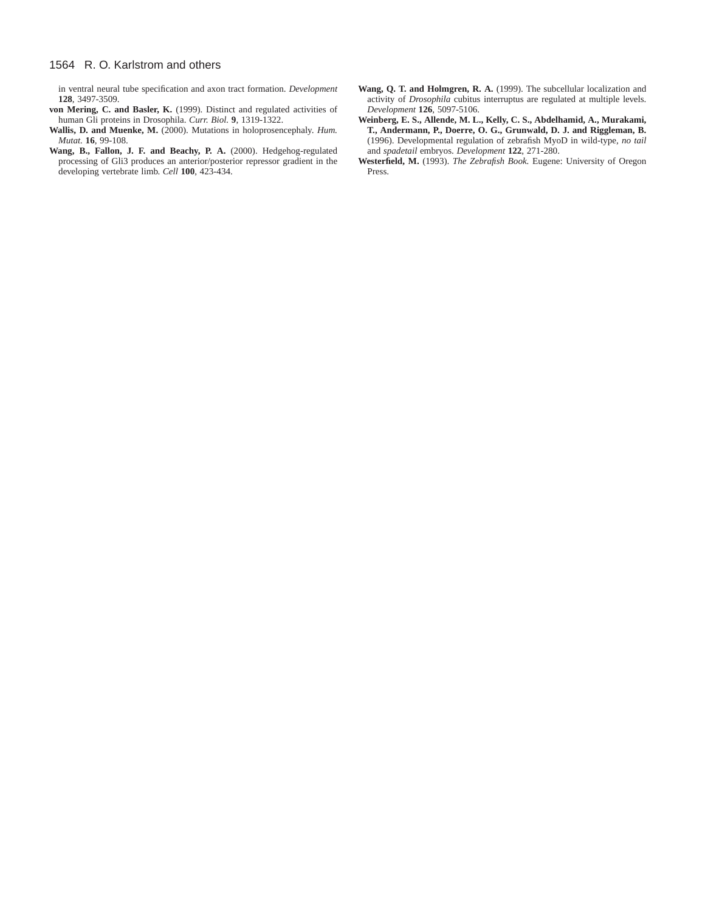in ventral neural tube specification and axon tract formation. *Development* **128**, 3497-3509.

**von Mering, C. and Basler, K.** (1999). Distinct and regulated activities of human Gli proteins in Drosophila. *Curr. Biol.* **9**, 1319-1322.

**Wallis, D. and Muenke, M.** (2000). Mutations in holoprosencephaly. *Hum. Mutat.* **16**, 99-108.

**Wang, B., Fallon, J. F. and Beachy, P. A.** (2000). Hedgehog-regulated processing of Gli3 produces an anterior/posterior repressor gradient in the developing vertebrate limb. *Cell* **100**, 423-434.

**Wang, Q. T. and Holmgren, R. A.** (1999). The subcellular localization and activity of *Drosophila* cubitus interruptus are regulated at multiple levels. *Development* **126**, 5097-5106.

**Weinberg, E. S., Allende, M. L., Kelly, C. S., Abdelhamid, A., Murakami, T., Andermann, P., Doerre, O. G., Grunwald, D. J. and Riggleman, B.** (1996). Developmental regulation of zebrafish MyoD in wild-type, *no tail* and *spadetail* embryos. *Development* **122**, 271-280.

**Westerfield, M.** (1993). *The Zebrafish Book.* Eugene: University of Oregon Press.